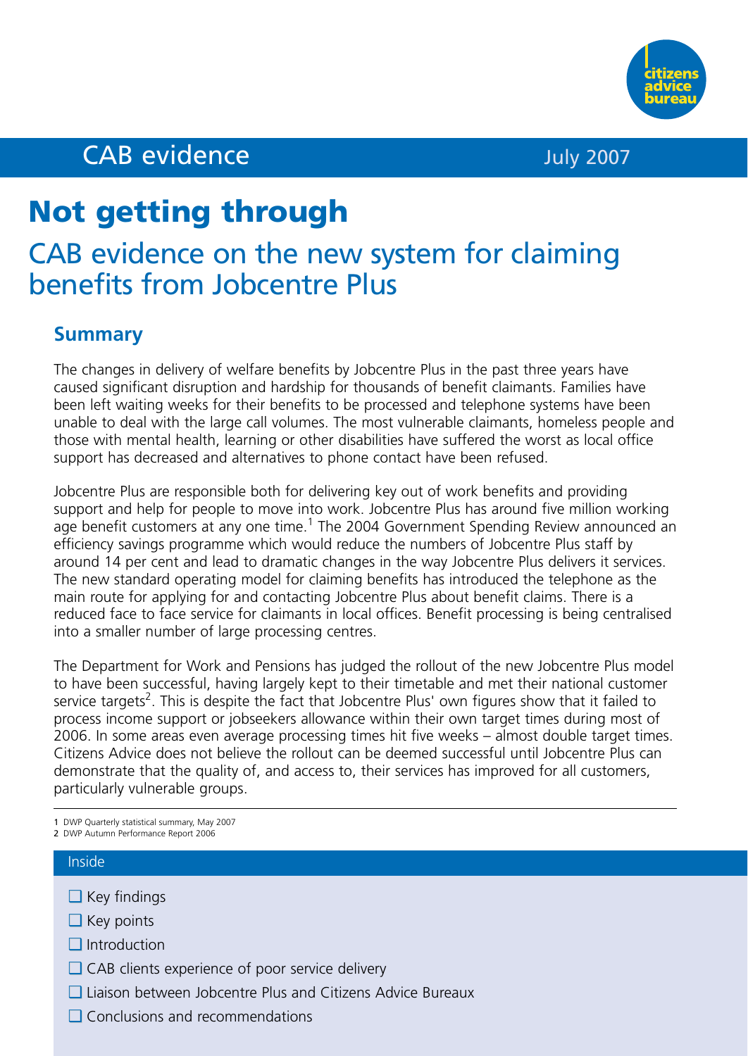CAB evidence July 2007

# Not getting through

## CAB evidence on the new system for claiming benefits from Jobcentre Plus

### Summary

The changes in delivery of welfare benefits by Jobcentre Plus in the past three years have caused significant disruption and hardship for thousands of benefit claimants. Families have been left waiting weeks for their benefits to be processed and telephone systems have been unable to deal with the large call volumes. The most vulnerable claimants, homeless people and those with mental health, learning or other disabilities have suffered the worst as local office support has decreased and alternatives to phone contact have been refused.

Jobcentre Plus are responsible both for delivering key out of work benefits and providing support and help for people to move into work. Jobcentre Plus has around five million working age benefit customers at any one time.[1] The 2004 Government Spending Review announced an efficiency savings programme which would reduce the numbers of Jobcentre Plus staff by around 14 per cent and lead to dramatic changes in the way Jobcentre Plus delivers it services. The new standard operating model for claiming benefits has introduced the telephone as the main route for applying for and contacting Jobcentre Plus about benefit claims. There is a reduced face to face service for claimants in local offices. Benefit processing is being centralised into a smaller number of large processing centres.

The Department for Work and Pensions has judged the rollout of the new Jobcentre Plus model to have been successful, having largely kept to their timetable and met their national customer service targets[2]. This is despite the fact that Jobcentre Plus' own figures show that it failed to process income support or jobseekers allowance within their own target times during most of 2006. In some areas even average processing times hit five weeks – almost double target times. Citizens Advice does not believe the rollout can be deemed successful until Jobcentre Plus can demonstrate that the quality of, and access to, their services has improved for all customers, particularly vulnerable groups.

1 DWP Quarterly statistical summary, May 2007
2 DWP Autumn Performance Report 2006

**Inside**

- Key findings
- Key points
- Introduction
- CAB clients experience of poor service delivery
- Liaison between Jobcentre Plus and Citizens Advice Bureaux
- Conclusions and recommendations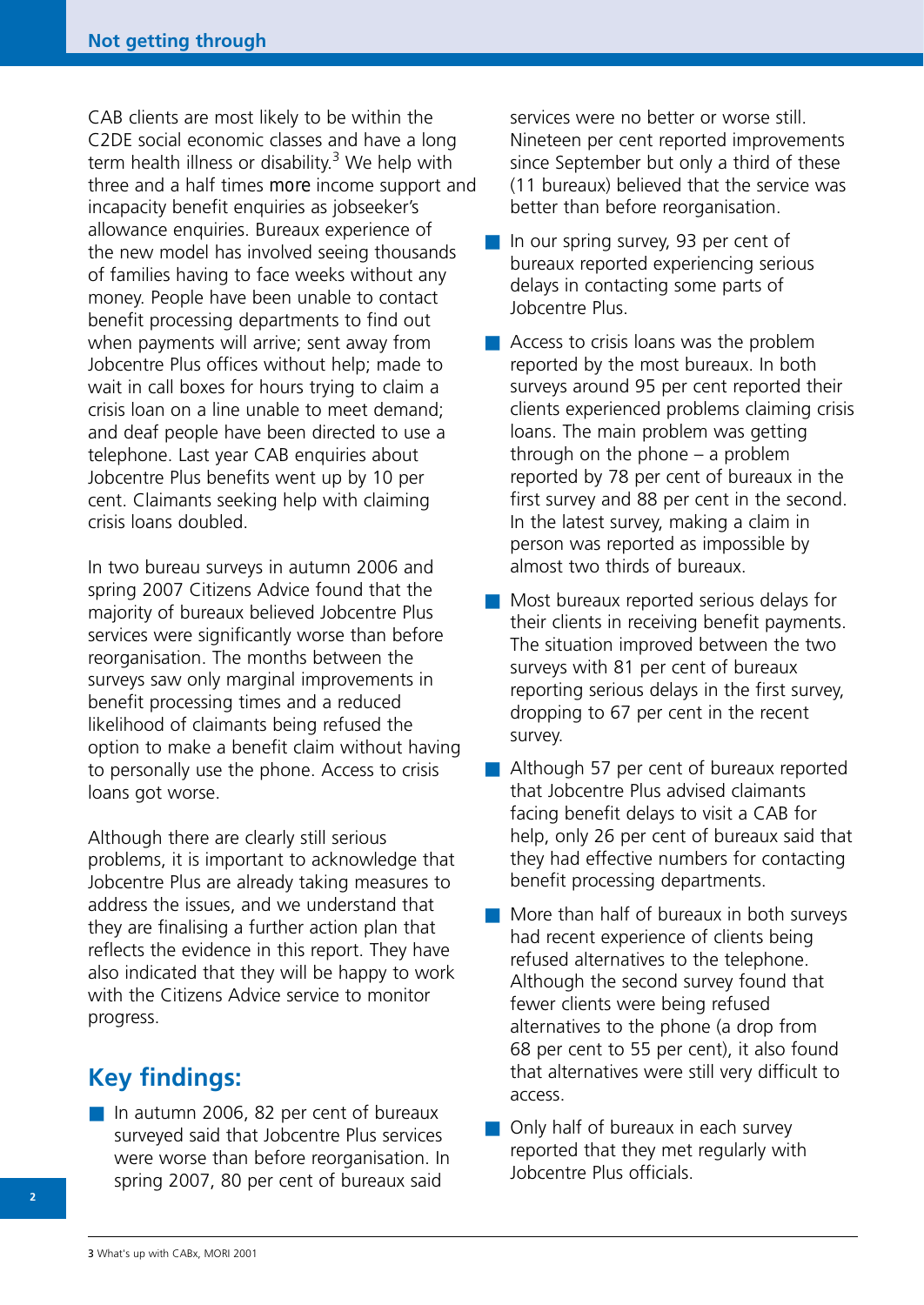CAB clients are most likely to be within the C2DE social economic classes and have a long term health illness or disability.[3] We help with three and a half times more income support and incapacity benefit enquiries as jobseeker's allowance enquiries. Bureaux experience of the new model has involved seeing thousands of families having to face weeks without any money. People have been unable to contact benefit processing departments to find out when payments will arrive; sent away from Jobcentre Plus offices without help; made to wait in call boxes for hours trying to claim a crisis loan on a line unable to meet demand; and deaf people have been directed to use a telephone. Last year CAB enquiries about Jobcentre Plus benefits went up by 10 per cent. Claimants seeking help with claiming crisis loans doubled.

In two bureau surveys in autumn 2006 and spring 2007 Citizens Advice found that the majority of bureaux believed Jobcentre Plus services were significantly worse than before reorganisation. The months between the surveys saw only marginal improvements in benefit processing times and a reduced likelihood of claimants being refused the option to make a benefit claim without having to personally use the phone. Access to crisis loans got worse.

Although there are clearly still serious problems, it is important to acknowledge that Jobcentre Plus are already taking measures to address the issues, and we understand that they are finalising a further action plan that reflects the evidence in this report. They have also indicated that they will be happy to work with the Citizens Advice service to monitor progress.

## Key findings:

- In autumn 2006, 82 per cent of bureaux surveyed said that Jobcentre Plus services were worse than before reorganisation. In spring 2007, 80 per cent of bureaux said services were no better or worse still. Nineteen per cent reported improvements since September but only a third of these (11 bureaux) believed that the service was better than before reorganisation.
- In our spring survey, 93 per cent of bureaux reported experiencing serious delays in contacting some parts of Jobcentre Plus.
- Access to crisis loans was the problem reported by the most bureaux. In both surveys around 95 per cent reported their clients experienced problems claiming crisis loans. The main problem was getting through on the phone – a problem reported by 78 per cent of bureaux in the first survey and 88 per cent in the second. In the latest survey, making a claim in person was reported as impossible by almost two thirds of bureaux.
- Most bureaux reported serious delays for their clients in receiving benefit payments. The situation improved between the two surveys with 81 per cent of bureaux reporting serious delays in the first survey, dropping to 67 per cent in the recent survey.
- Although 57 per cent of bureaux reported that Jobcentre Plus advised claimants facing benefit delays to visit a CAB for help, only 26 per cent of bureaux said that they had effective numbers for contacting benefit processing departments.
- More than half of bureaux in both surveys had recent experience of clients being refused alternatives to the telephone. Although the second survey found that fewer clients were being refused alternatives to the phone (a drop from 68 per cent to 55 per cent), it also found that alternatives were still very difficult to access.
- Only half of bureaux in each survey reported that they met regularly with Jobcentre Plus officials.

---

3 What's up with CABx, MORI 2001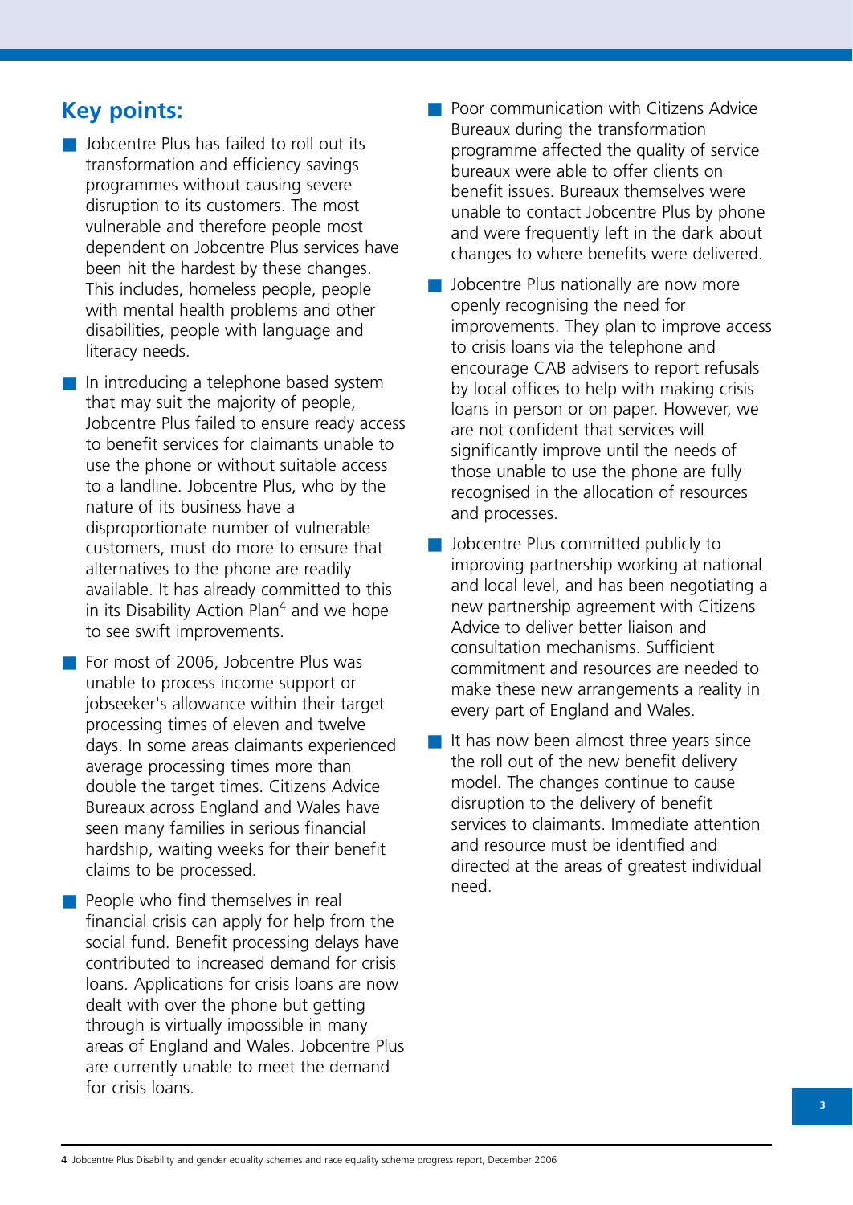## Key points:

- Jobcentre Plus has failed to roll out its transformation and efficiency savings programmes without causing severe disruption to its customers. The most vulnerable and therefore people most dependent on Jobcentre Plus services have been hit the hardest by these changes. This includes, homeless people, people with mental health problems and other disabilities, people with language and literacy needs.
- In introducing a telephone based system that may suit the majority of people, Jobcentre Plus failed to ensure ready access to benefit services for claimants unable to use the phone or without suitable access to a landline. Jobcentre Plus, who by the nature of its business have a disproportionate number of vulnerable customers, must do more to ensure that alternatives to the phone are readily available. It has already committed to this in its Disability Action Plan[4] and we hope to see swift improvements.
- For most of 2006, Jobcentre Plus was unable to process income support or jobseeker's allowance within their target processing times of eleven and twelve days. In some areas claimants experienced average processing times more than double the target times. Citizens Advice Bureaux across England and Wales have seen many families in serious financial hardship, waiting weeks for their benefit claims to be processed.
- People who find themselves in real financial crisis can apply for help from the social fund. Benefit processing delays have contributed to increased demand for crisis loans. Applications for crisis loans are now dealt with over the phone but getting through is virtually impossible in many areas of England and Wales. Jobcentre Plus are currently unable to meet the demand for crisis loans.
- Poor communication with Citizens Advice Bureaux during the transformation programme affected the quality of service bureaux were able to offer clients on benefit issues. Bureaux themselves were unable to contact Jobcentre Plus by phone and were frequently left in the dark about changes to where benefits were delivered.
- Jobcentre Plus nationally are now more openly recognising the need for improvements. They plan to improve access to crisis loans via the telephone and encourage CAB advisers to report refusals by local offices to help with making crisis loans in person or on paper. However, we are not confident that services will significantly improve until the needs of those unable to use the phone are fully recognised in the allocation of resources and processes.
- Jobcentre Plus committed publicly to improving partnership working at national and local level, and has been negotiating a new partnership agreement with Citizens Advice to deliver better liaison and consultation mechanisms. Sufficient commitment and resources are needed to make these new arrangements a reality in every part of England and Wales.
- It has now been almost three years since the roll out of the new benefit delivery model. The changes continue to cause disruption to the delivery of benefit services to claimants. Immediate attention and resource must be identified and directed at the areas of greatest individual need.

4 Jobcentre Plus Disability and gender equality schemes and race equality scheme progress report, December 2006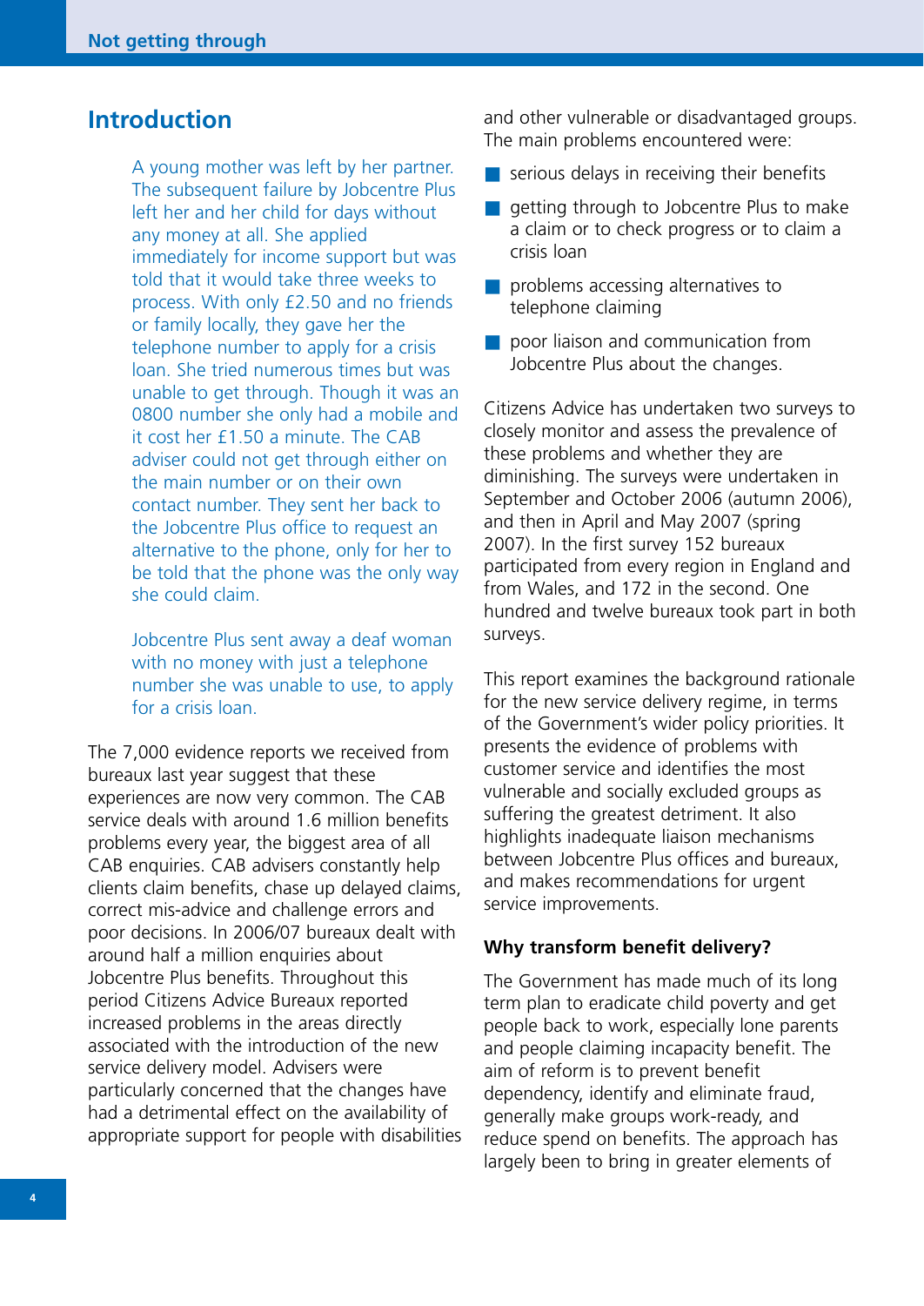## Introduction

> A young mother was left by her partner. The subsequent failure by Jobcentre Plus left her and her child for days without any money at all. She applied immediately for income support but was told that it would take three weeks to process. With only £2.50 and no friends or family locally, they gave her the telephone number to apply for a crisis loan. She tried numerous times but was unable to get through. Though it was an 0800 number she only had a mobile and it cost her £1.50 a minute. The CAB adviser could not get through either on the main number or on their own contact number. They sent her back to the Jobcentre Plus office to request an alternative to the phone, only for her to be told that the phone was the only way she could claim.
>
> Jobcentre Plus sent away a deaf woman with no money with just a telephone number she was unable to use, to apply for a crisis loan.

The 7,000 evidence reports we received from bureaux last year suggest that these experiences are now very common. The CAB service deals with around 1.6 million benefits problems every year, the biggest area of all CAB enquiries. CAB advisers constantly help clients claim benefits, chase up delayed claims, correct mis-advice and challenge errors and poor decisions. In 2006/07 bureaux dealt with around half a million enquiries about Jobcentre Plus benefits. Throughout this period Citizens Advice Bureaux reported increased problems in the areas directly associated with the introduction of the new service delivery model. Advisers were particularly concerned that the changes have had a detrimental effect on the availability of appropriate support for people with disabilities and other vulnerable or disadvantaged groups. The main problems encountered were:

- serious delays in receiving their benefits
- getting through to Jobcentre Plus to make a claim or to check progress or to claim a crisis loan
- problems accessing alternatives to telephone claiming
- poor liaison and communication from Jobcentre Plus about the changes.

Citizens Advice has undertaken two surveys to closely monitor and assess the prevalence of these problems and whether they are diminishing. The surveys were undertaken in September and October 2006 (autumn 2006), and then in April and May 2007 (spring 2007). In the first survey 152 bureaux participated from every region in England and from Wales, and 172 in the second. One hundred and twelve bureaux took part in both surveys.

This report examines the background rationale for the new service delivery regime, in terms of the Government's wider policy priorities. It presents the evidence of problems with customer service and identifies the most vulnerable and socially excluded groups as suffering the greatest detriment. It also highlights inadequate liaison mechanisms between Jobcentre Plus offices and bureaux, and makes recommendations for urgent service improvements.

### Why transform benefit delivery?

The Government has made much of its long term plan to eradicate child poverty and get people back to work, especially lone parents and people claiming incapacity benefit. The aim of reform is to prevent benefit dependency, identify and eliminate fraud, generally make groups work-ready, and reduce spend on benefits. The approach has largely been to bring in greater elements of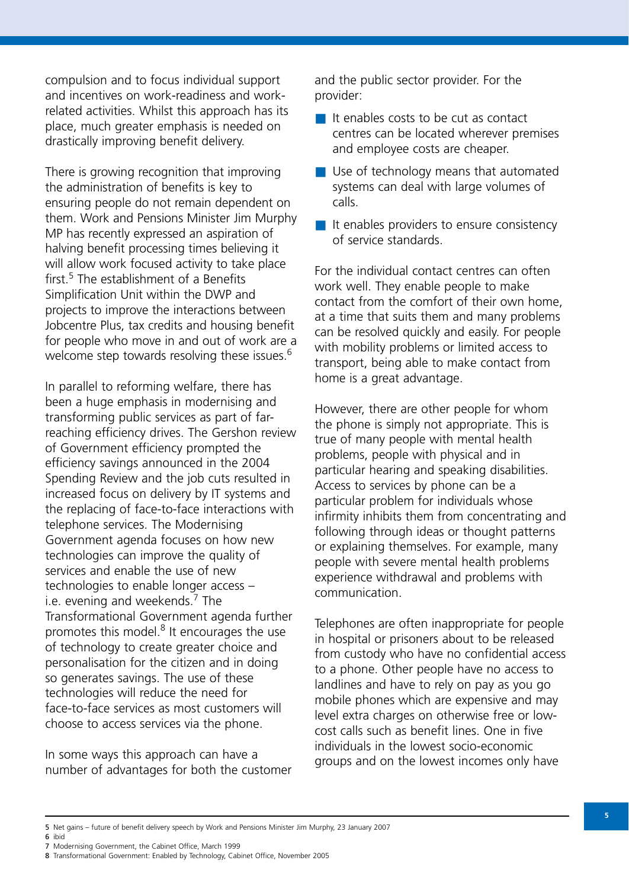compulsion and to focus individual support and incentives on work-readiness and work-related activities. Whilst this approach has its place, much greater emphasis is needed on drastically improving benefit delivery.

There is growing recognition that improving the administration of benefits is key to ensuring people do not remain dependent on them. Work and Pensions Minister Jim Murphy MP has recently expressed an aspiration of halving benefit processing times believing it will allow work focused activity to take place first.[5] The establishment of a Benefits Simplification Unit within the DWP and projects to improve the interactions between Jobcentre Plus, tax credits and housing benefit for people who move in and out of work are a welcome step towards resolving these issues.[6]

In parallel to reforming welfare, there has been a huge emphasis in modernising and transforming public services as part of far-reaching efficiency drives. The Gershon review of Government efficiency prompted the efficiency savings announced in the 2004 Spending Review and the job cuts resulted in increased focus on delivery by IT systems and the replacing of face-to-face interactions with telephone services. The Modernising Government agenda focuses on how new technologies can improve the quality of services and enable the use of new technologies to enable longer access – i.e. evening and weekends.[7] The Transformational Government agenda further promotes this model.[8] It encourages the use of technology to create greater choice and personalisation for the citizen and in doing so generates savings. The use of these technologies will reduce the need for face-to-face services as most customers will choose to access services via the phone.

In some ways this approach can have a number of advantages for both the customer and the public sector provider. For the provider:

- It enables costs to be cut as contact centres can be located wherever premises and employee costs are cheaper.
- Use of technology means that automated systems can deal with large volumes of calls.
- It enables providers to ensure consistency of service standards.

For the individual contact centres can often work well. They enable people to make contact from the comfort of their own home, at a time that suits them and many problems can be resolved quickly and easily. For people with mobility problems or limited access to transport, being able to make contact from home is a great advantage.

However, there are other people for whom the phone is simply not appropriate. This is true of many people with mental health problems, people with physical and in particular hearing and speaking disabilities. Access to services by phone can be a particular problem for individuals whose infirmity inhibits them from concentrating and following through ideas or thought patterns or explaining themselves. For example, many people with severe mental health problems experience withdrawal and problems with communication.

Telephones are often inappropriate for people in hospital or prisoners about to be released from custody who have no confidential access to a phone. Other people have no access to landlines and have to rely on pay as you go mobile phones which are expensive and may level extra charges on otherwise free or low-cost calls such as benefit lines. One in five individuals in the lowest socio-economic groups and on the lowest incomes only have

5 Net gains – future of benefit delivery speech by Work and Pensions Minister Jim Murphy, 23 January 2007
6 ibid
7 Modernising Government, the Cabinet Office, March 1999
8 Transformational Government: Enabled by Technology, Cabinet Office, November 2005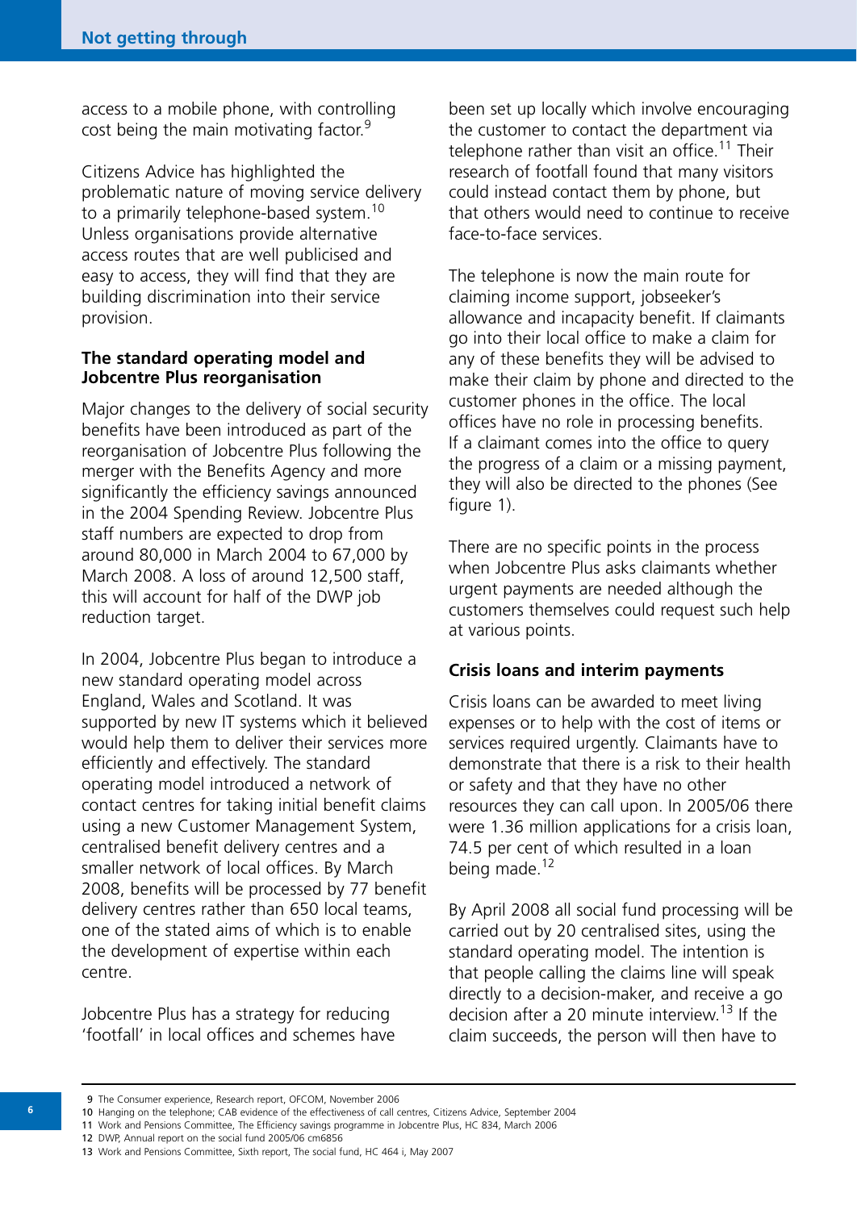access to a mobile phone, with controlling cost being the main motivating factor.[9]

Citizens Advice has highlighted the problematic nature of moving service delivery to a primarily telephone-based system.[10] Unless organisations provide alternative access routes that are well publicised and easy to access, they will find that they are building discrimination into their service provision.

**The standard operating model and Jobcentre Plus reorganisation**

Major changes to the delivery of social security benefits have been introduced as part of the reorganisation of Jobcentre Plus following the merger with the Benefits Agency and more significantly the efficiency savings announced in the 2004 Spending Review. Jobcentre Plus staff numbers are expected to drop from around 80,000 in March 2004 to 67,000 by March 2008. A loss of around 12,500 staff, this will account for half of the DWP job reduction target.

In 2004, Jobcentre Plus began to introduce a new standard operating model across England, Wales and Scotland. It was supported by new IT systems which it believed would help them to deliver their services more efficiently and effectively. The standard operating model introduced a network of contact centres for taking initial benefit claims using a new Customer Management System, centralised benefit delivery centres and a smaller network of local offices. By March 2008, benefits will be processed by 77 benefit delivery centres rather than 650 local teams, one of the stated aims of which is to enable the development of expertise within each centre.

Jobcentre Plus has a strategy for reducing 'footfall' in local offices and schemes have been set up locally which involve encouraging the customer to contact the department via telephone rather than visit an office.[11] Their research of footfall found that many visitors could instead contact them by phone, but that others would need to continue to receive face-to-face services.

The telephone is now the main route for claiming income support, jobseeker's allowance and incapacity benefit. If claimants go into their local office to make a claim for any of these benefits they will be advised to make their claim by phone and directed to the customer phones in the office. The local offices have no role in processing benefits. If a claimant comes into the office to query the progress of a claim or a missing payment, they will also be directed to the phones (See figure 1).

There are no specific points in the process when Jobcentre Plus asks claimants whether urgent payments are needed although the customers themselves could request such help at various points.

**Crisis loans and interim payments**

Crisis loans can be awarded to meet living expenses or to help with the cost of items or services required urgently. Claimants have to demonstrate that there is a risk to their health or safety and that they have no other resources they can call upon. In 2005/06 there were 1.36 million applications for a crisis loan, 74.5 per cent of which resulted in a loan being made.[12]

By April 2008 all social fund processing will be carried out by 20 centralised sites, using the standard operating model. The intention is that people calling the claims line will speak directly to a decision-maker, and receive a go decision after a 20 minute interview.[13] If the claim succeeds, the person will then have to

---

9 The Consumer experience, Research report, OFCOM, November 2006
10 Hanging on the telephone; CAB evidence of the effectiveness of call centres, Citizens Advice, September 2004
11 Work and Pensions Committee, The Efficiency savings programme in Jobcentre Plus, HC 834, March 2006
12 DWP, Annual report on the social fund 2005/06 cm6856
13 Work and Pensions Committee, Sixth report, The social fund, HC 464 i, May 2007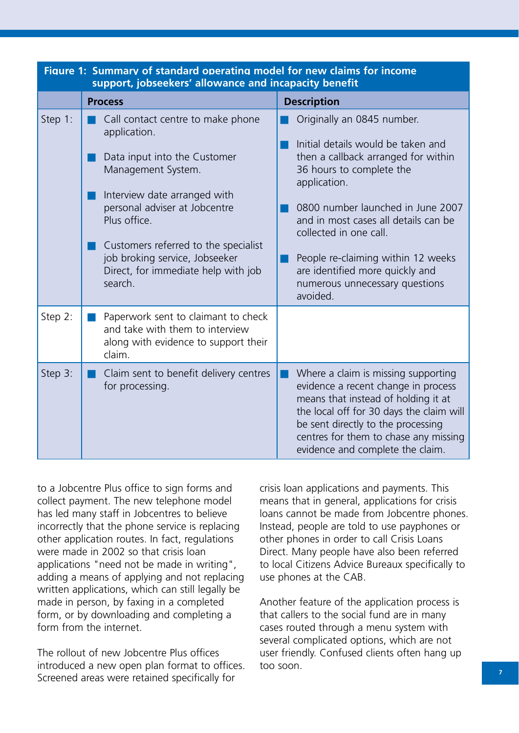**Figure 1: Summary of standard operating model for new claims for income support, jobseekers' allowance and incapacity benefit**

| | Process | Description |
|---|---|---|
| Step 1: | ■ Call contact centre to make phone application.<br><br>■ Data input into the Customer Management System.<br><br>■ Interview date arranged with personal adviser at Jobcentre Plus office.<br><br>■ Customers referred to the specialist job broking service, Jobseeker Direct, for immediate help with job search. | ■ Originally an 0845 number.<br><br>■ Initial details would be taken and then a callback arranged for within 36 hours to complete the application.<br><br>■ 0800 number launched in June 2007 and in most cases all details can be collected in one call.<br><br>■ People re-claiming within 12 weeks are identified more quickly and numerous unnecessary questions avoided. |
| Step 2: | ■ Paperwork sent to claimant to check and take with them to interview along with evidence to support their claim. | |
| Step 3: | ■ Claim sent to benefit delivery centres for processing. | ■ Where a claim is missing supporting evidence a recent change in process means that instead of holding it at the local off for 30 days the claim will be sent directly to the processing centres for them to chase any missing evidence and complete the claim. |

to a Jobcentre Plus office to sign forms and collect payment. The new telephone model has led many staff in Jobcentres to believe incorrectly that the phone service is replacing other application routes. In fact, regulations were made in 2002 so that crisis loan applications "need not be made in writing", adding a means of applying and not replacing written applications, which can still legally be made in person, by faxing in a completed form, or by downloading and completing a form from the internet.

The rollout of new Jobcentre Plus offices introduced a new open plan format to offices. Screened areas were retained specifically for crisis loan applications and payments. This means that in general, applications for crisis loans cannot be made from Jobcentre phones. Instead, people are told to use payphones or other phones in order to call Crisis Loans Direct. Many people have also been referred to local Citizens Advice Bureaux specifically to use phones at the CAB.

Another feature of the application process is that callers to the social fund are in many cases routed through a menu system with several complicated options, which are not user friendly. Confused clients often hang up too soon.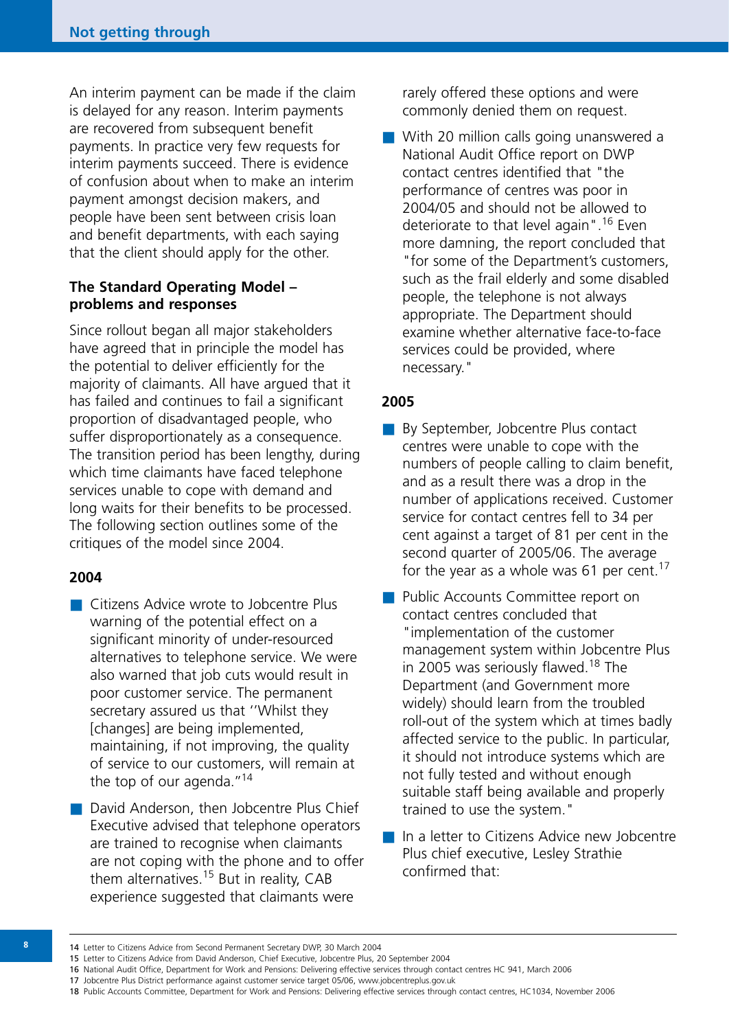An interim payment can be made if the claim is delayed for any reason. Interim payments are recovered from subsequent benefit payments. In practice very few requests for interim payments succeed. There is evidence of confusion about when to make an interim payment amongst decision makers, and people have been sent between crisis loan and benefit departments, with each saying that the client should apply for the other.

**The Standard Operating Model – problems and responses**

Since rollout began all major stakeholders have agreed that in principle the model has the potential to deliver efficiently for the majority of claimants. All have argued that it has failed and continues to fail a significant proportion of disadvantaged people, who suffer disproportionately as a consequence. The transition period has been lengthy, during which time claimants have faced telephone services unable to cope with demand and long waits for their benefits to be processed. The following section outlines some of the critiques of the model since 2004.

**2004**

- Citizens Advice wrote to Jobcentre Plus warning of the potential effect on a significant minority of under-resourced alternatives to telephone service. We were also warned that job cuts would result in poor customer service. The permanent secretary assured us that ''Whilst they [changes] are being implemented, maintaining, if not improving, the quality of service to our customers, will remain at the top of our agenda."[14]
- David Anderson, then Jobcentre Plus Chief Executive advised that telephone operators are trained to recognise when claimants are not coping with the phone and to offer them alternatives.[15] But in reality, CAB experience suggested that claimants were rarely offered these options and were commonly denied them on request.
- With 20 million calls going unanswered a National Audit Office report on DWP contact centres identified that "the performance of centres was poor in 2004/05 and should not be allowed to deteriorate to that level again".[16] Even more damning, the report concluded that "for some of the Department's customers, such as the frail elderly and some disabled people, the telephone is not always appropriate. The Department should examine whether alternative face-to-face services could be provided, where necessary."

**2005**

- By September, Jobcentre Plus contact centres were unable to cope with the numbers of people calling to claim benefit, and as a result there was a drop in the number of applications received. Customer service for contact centres fell to 34 per cent against a target of 81 per cent in the second quarter of 2005/06. The average for the year as a whole was 61 per cent.[17]
- Public Accounts Committee report on contact centres concluded that "implementation of the customer management system within Jobcentre Plus in 2005 was seriously flawed.[18] The Department (and Government more widely) should learn from the troubled roll-out of the system which at times badly affected service to the public. In particular, it should not introduce systems which are not fully tested and without enough suitable staff being available and properly trained to use the system."
- In a letter to Citizens Advice new Jobcentre Plus chief executive, Lesley Strathie confirmed that:

---

14 Letter to Citizens Advice from Second Permanent Secretary DWP, 30 March 2004
15 Letter to Citizens Advice from David Anderson, Chief Executive, Jobcentre Plus, 20 September 2004
16 National Audit Office, Department for Work and Pensions: Delivering effective services through contact centres HC 941, March 2006
17 Jobcentre Plus District performance against customer service target 05/06, www.jobcentreplus.gov.uk
18 Public Accounts Committee, Department for Work and Pensions: Delivering effective services through contact centres, HC1034, November 2006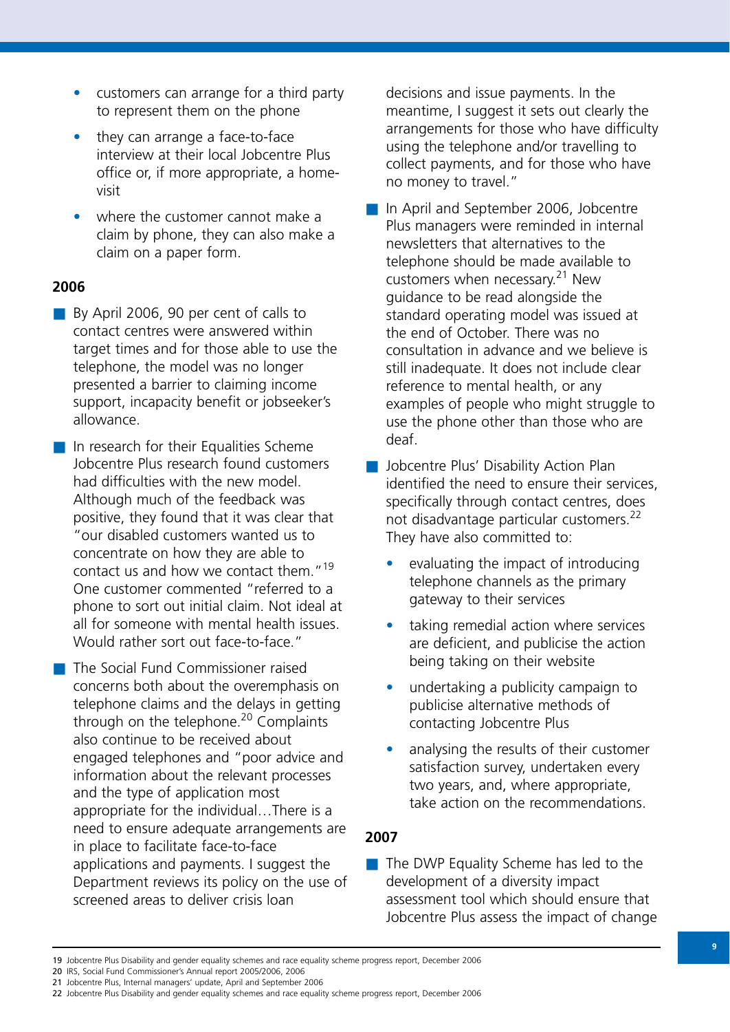- customers can arrange for a third party to represent them on the phone
- they can arrange a face-to-face interview at their local Jobcentre Plus office or, if more appropriate, a home-visit
- where the customer cannot make a claim by phone, they can also make a claim on a paper form.

**2006**

- By April 2006, 90 per cent of calls to contact centres were answered within target times and for those able to use the telephone, the model was no longer presented a barrier to claiming income support, incapacity benefit or jobseeker's allowance.
- In research for their Equalities Scheme Jobcentre Plus research found customers had difficulties with the new model. Although much of the feedback was positive, they found that it was clear that "our disabled customers wanted us to concentrate on how they are able to contact us and how we contact them."[19] One customer commented "referred to a phone to sort out initial claim. Not ideal at all for someone with mental health issues. Would rather sort out face-to-face."
- The Social Fund Commissioner raised concerns both about the overemphasis on telephone claims and the delays in getting through on the telephone.[20] Complaints also continue to be received about engaged telephones and "poor advice and information about the relevant processes and the type of application most appropriate for the individual…There is a need to ensure adequate arrangements are in place to facilitate face-to-face applications and payments. I suggest the Department reviews its policy on the use of screened areas to deliver crisis loan decisions and issue payments. In the meantime, I suggest it sets out clearly the arrangements for those who have difficulty using the telephone and/or travelling to collect payments, and for those who have no money to travel."
- In April and September 2006, Jobcentre Plus managers were reminded in internal newsletters that alternatives to the telephone should be made available to customers when necessary.[21] New guidance to be read alongside the standard operating model was issued at the end of October. There was no consultation in advance and we believe is still inadequate. It does not include clear reference to mental health, or any examples of people who might struggle to use the phone other than those who are deaf.
- Jobcentre Plus' Disability Action Plan identified the need to ensure their services, specifically through contact centres, does not disadvantage particular customers.[22] They have also committed to:
  - evaluating the impact of introducing telephone channels as the primary gateway to their services
  - taking remedial action where services are deficient, and publicise the action being taking on their website
  - undertaking a publicity campaign to publicise alternative methods of contacting Jobcentre Plus
  - analysing the results of their customer satisfaction survey, undertaken every two years, and, where appropriate, take action on the recommendations.

**2007**

- The DWP Equality Scheme has led to the development of a diversity impact assessment tool which should ensure that Jobcentre Plus assess the impact of change

---

19 Jobcentre Plus Disability and gender equality schemes and race equality scheme progress report, December 2006

20 IRS, Social Fund Commissioner's Annual report 2005/2006, 2006

21 Jobcentre Plus, Internal managers' update, April and September 2006

22 Jobcentre Plus Disability and gender equality schemes and race equality scheme progress report, December 2006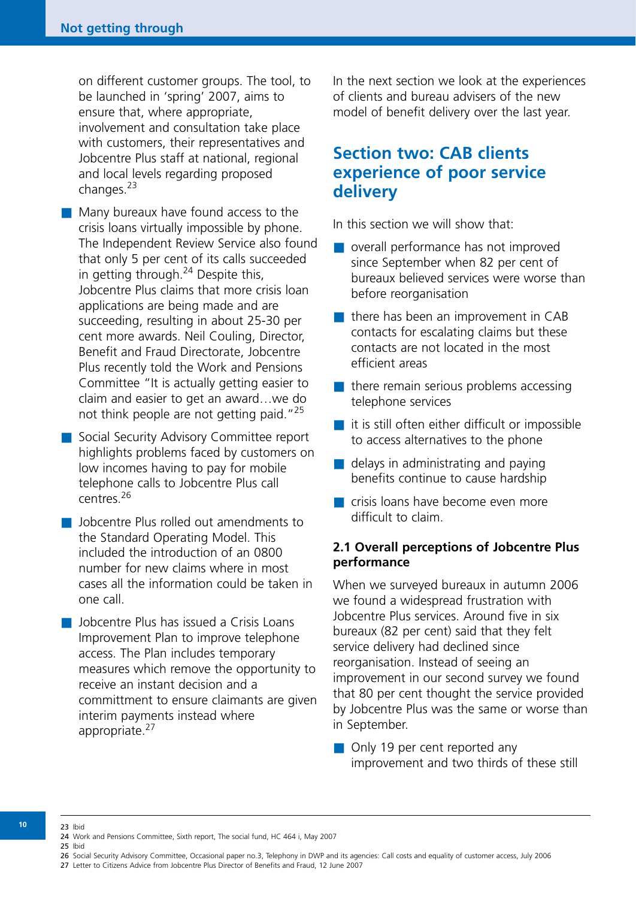on different customer groups. The tool, to be launched in 'spring' 2007, aims to ensure that, where appropriate, involvement and consultation take place with customers, their representatives and Jobcentre Plus staff at national, regional and local levels regarding proposed changes.[23]

- Many bureaux have found access to the crisis loans virtually impossible by phone. The Independent Review Service also found that only 5 per cent of its calls succeeded in getting through.[24] Despite this, Jobcentre Plus claims that more crisis loan applications are being made and are succeeding, resulting in about 25-30 per cent more awards. Neil Couling, Director, Benefit and Fraud Directorate, Jobcentre Plus recently told the Work and Pensions Committee "It is actually getting easier to claim and easier to get an award…we do not think people are not getting paid."[25]
- Social Security Advisory Committee report highlights problems faced by customers on low incomes having to pay for mobile telephone calls to Jobcentre Plus call centres.[26]
- Jobcentre Plus rolled out amendments to the Standard Operating Model. This included the introduction of an 0800 number for new claims where in most cases all the information could be taken in one call.
- Jobcentre Plus has issued a Crisis Loans Improvement Plan to improve telephone access. The Plan includes temporary measures which remove the opportunity to receive an instant decision and a committment to ensure claimants are given interim payments instead where appropriate.[27]

In the next section we look at the experiences of clients and bureau advisers of the new model of benefit delivery over the last year.

## Section two: CAB clients experience of poor service delivery

In this section we will show that:

- overall performance has not improved since September when 82 per cent of bureaux believed services were worse than before reorganisation
- there has been an improvement in CAB contacts for escalating claims but these contacts are not located in the most efficient areas
- there remain serious problems accessing telephone services
- it is still often either difficult or impossible to access alternatives to the phone
- delays in administrating and paying benefits continue to cause hardship
- crisis loans have become even more difficult to claim.

### 2.1 Overall perceptions of Jobcentre Plus performance

When we surveyed bureaux in autumn 2006 we found a widespread frustration with Jobcentre Plus services. Around five in six bureaux (82 per cent) said that they felt service delivery had declined since reorganisation. Instead of seeing an improvement in our second survey we found that 80 per cent thought the service provided by Jobcentre Plus was the same or worse than in September.

- Only 19 per cent reported any improvement and two thirds of these still

---

23 Ibid
24 Work and Pensions Committee, Sixth report, The social fund, HC 464 i, May 2007
25 Ibid
26 Social Security Advisory Committee, Occasional paper no.3, Telephony in DWP and its agencies: Call costs and equality of customer access, July 2006
27 Letter to Citizens Advice from Jobcentre Plus Director of Benefits and Fraud, 12 June 2007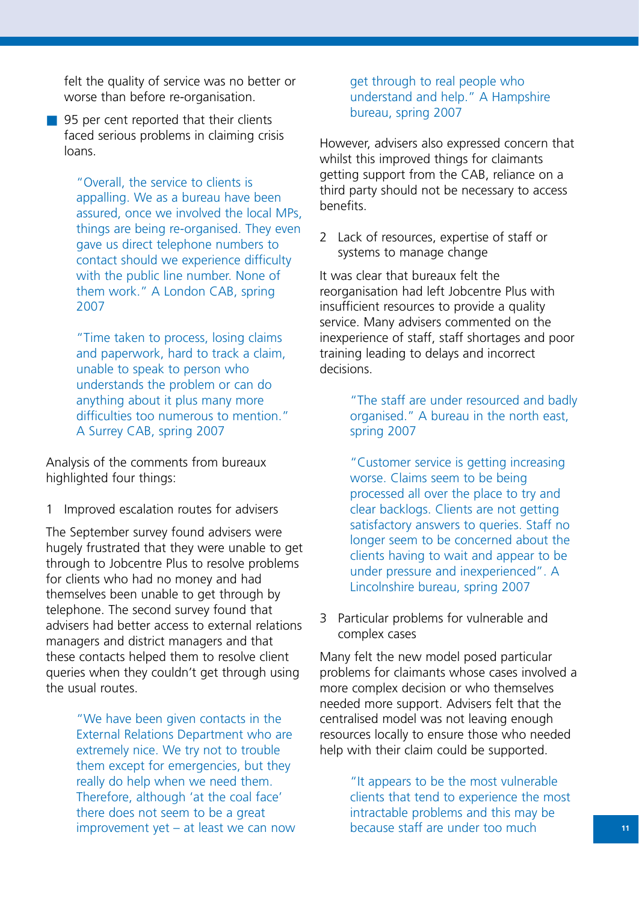felt the quality of service was no better or worse than before re-organisation.

- 95 per cent reported that their clients faced serious problems in claiming crisis loans.

> "Overall, the service to clients is appalling. We as a bureau have been assured, once we involved the local MPs, things are being re-organised. They even gave us direct telephone numbers to contact should we experience difficulty with the public line number. None of them work." A London CAB, spring 2007

> "Time taken to process, losing claims and paperwork, hard to track a claim, unable to speak to person who understands the problem or can do anything about it plus many more difficulties too numerous to mention." A Surrey CAB, spring 2007

Analysis of the comments from bureaux highlighted four things:

1 Improved escalation routes for advisers

The September survey found advisers were hugely frustrated that they were unable to get through to Jobcentre Plus to resolve problems for clients who had no money and had themselves been unable to get through by telephone. The second survey found that advisers had better access to external relations managers and district managers and that these contacts helped them to resolve client queries when they couldn't get through using the usual routes.

> "We have been given contacts in the External Relations Department who are extremely nice. We try not to trouble them except for emergencies, but they really do help when we need them. Therefore, although 'at the coal face' there does not seem to be a great improvement yet – at least we can now get through to real people who understand and help." A Hampshire bureau, spring 2007

However, advisers also expressed concern that whilst this improved things for claimants getting support from the CAB, reliance on a third party should not be necessary to access benefits.

2 Lack of resources, expertise of staff or systems to manage change

It was clear that bureaux felt the reorganisation had left Jobcentre Plus with insufficient resources to provide a quality service. Many advisers commented on the inexperience of staff, staff shortages and poor training leading to delays and incorrect decisions.

> "The staff are under resourced and badly organised." A bureau in the north east, spring 2007

> "Customer service is getting increasing worse. Claims seem to be being processed all over the place to try and clear backlogs. Clients are not getting satisfactory answers to queries. Staff no longer seem to be concerned about the clients having to wait and appear to be under pressure and inexperienced". A Lincolnshire bureau, spring 2007

3 Particular problems for vulnerable and complex cases

Many felt the new model posed particular problems for claimants whose cases involved a more complex decision or who themselves needed more support. Advisers felt that the centralised model was not leaving enough resources locally to ensure those who needed help with their claim could be supported.

> "It appears to be the most vulnerable clients that tend to experience the most intractable problems and this may be because staff are under too much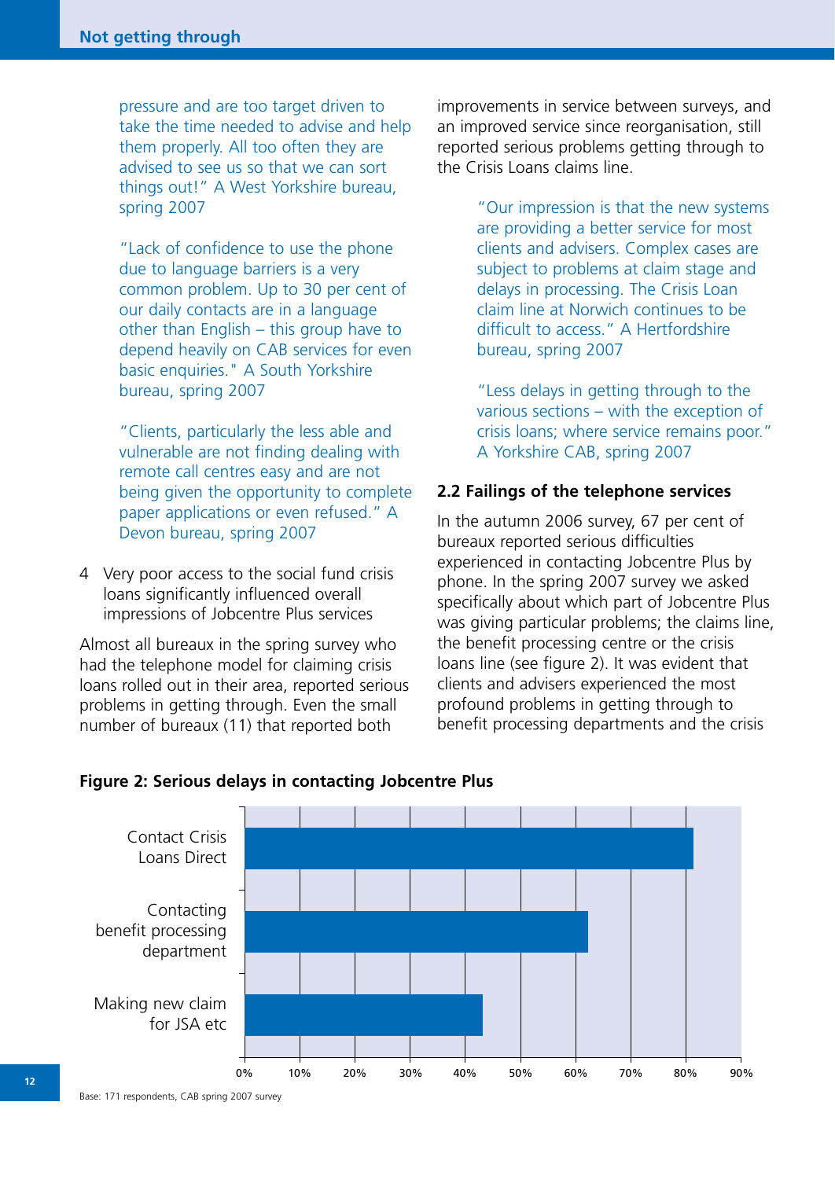pressure and are too target driven to take the time needed to advise and help them properly. All too often they are advised to see us so that we can sort things out!" A West Yorkshire bureau, spring 2007

"Lack of confidence to use the phone due to language barriers is a very common problem. Up to 30 per cent of our daily contacts are in a language other than English – this group have to depend heavily on CAB services for even basic enquiries." A South Yorkshire bureau, spring 2007

"Clients, particularly the less able and vulnerable are not finding dealing with remote call centres easy and are not being given the opportunity to complete paper applications or even refused." A Devon bureau, spring 2007

4 Very poor access to the social fund crisis loans significantly influenced overall impressions of Jobcentre Plus services

Almost all bureaux in the spring survey who had the telephone model for claiming crisis loans rolled out in their area, reported serious problems in getting through. Even the small number of bureaux (11) that reported both improvements in service between surveys, and an improved service since reorganisation, still reported serious problems getting through to the Crisis Loans claims line.

"Our impression is that the new systems are providing a better service for most clients and advisers. Complex cases are subject to problems at claim stage and delays in processing. The Crisis Loan claim line at Norwich continues to be difficult to access." A Hertfordshire bureau, spring 2007

"Less delays in getting through to the various sections – with the exception of crisis loans; where service remains poor." A Yorkshire CAB, spring 2007

### 2.2 Failings of the telephone services

In the autumn 2006 survey, 67 per cent of bureaux reported serious difficulties experienced in contacting Jobcentre Plus by phone. In the spring 2007 survey we asked specifically about which part of Jobcentre Plus was giving particular problems; the claims line, the benefit processing centre or the crisis loans line (see figure 2). It was evident that clients and advisers experienced the most profound problems in getting through to benefit processing departments and the crisis

**Figure 2: Serious delays in contacting Jobcentre Plus**

| Category | Approximate % |
|---|---|
| Contact Crisis Loans Direct | ~81% |
| Contacting benefit processing department | ~62% |
| Making new claim for JSA etc | ~43% |

Base: 171 respondents, CAB spring 2007 survey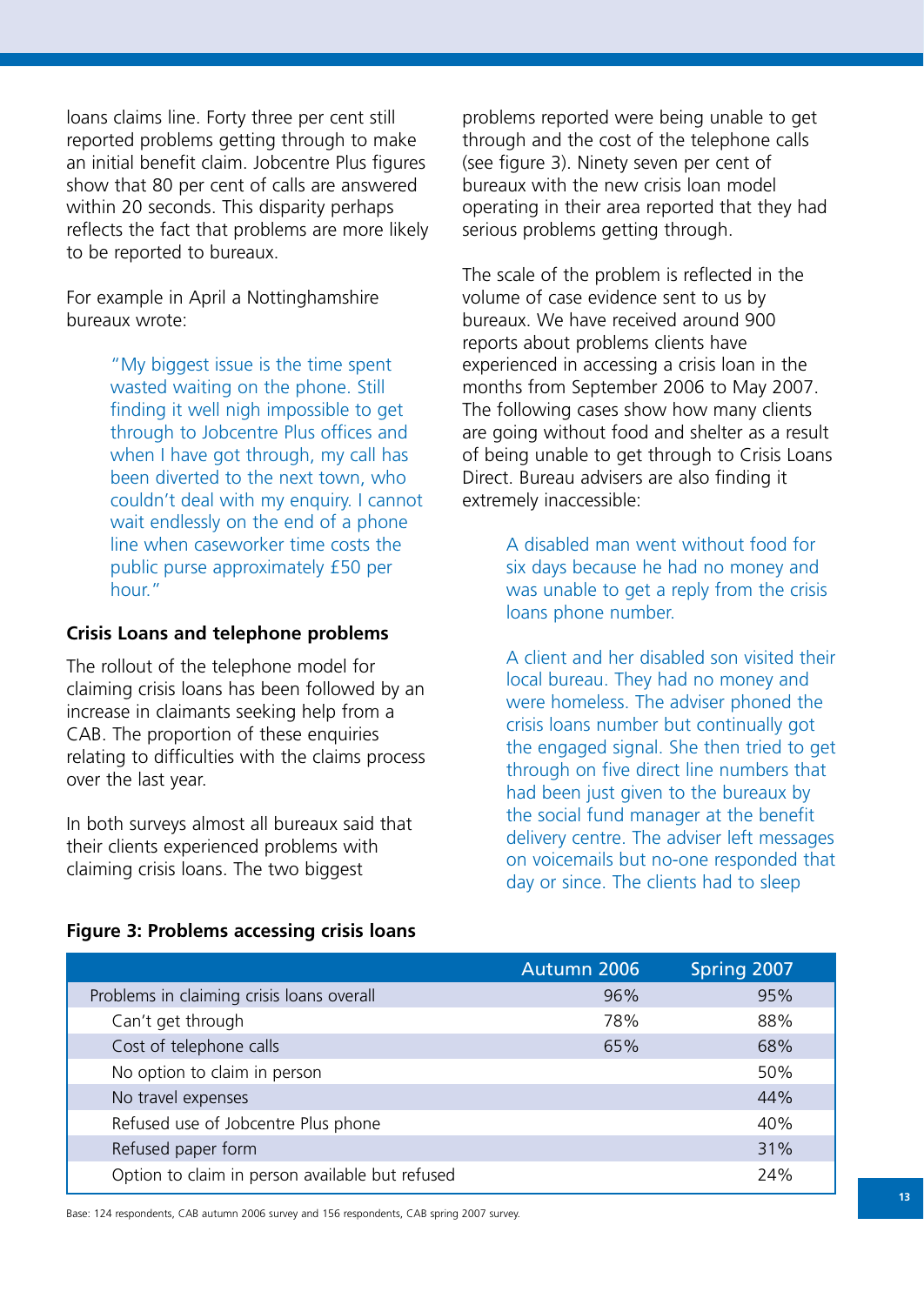loans claims line. Forty three per cent still reported problems getting through to make an initial benefit claim. Jobcentre Plus figures show that 80 per cent of calls are answered within 20 seconds. This disparity perhaps reflects the fact that problems are more likely to be reported to bureaux.

For example in April a Nottinghamshire bureaux wrote:

> "My biggest issue is the time spent wasted waiting on the phone. Still finding it well nigh impossible to get through to Jobcentre Plus offices and when I have got through, my call has been diverted to the next town, who couldn't deal with my enquiry. I cannot wait endlessly on the end of a phone line when caseworker time costs the public purse approximately £50 per hour."

### Crisis Loans and telephone problems

The rollout of the telephone model for claiming crisis loans has been followed by an increase in claimants seeking help from a CAB. The proportion of these enquiries relating to difficulties with the claims process over the last year.

In both surveys almost all bureaux said that their clients experienced problems with claiming crisis loans. The two biggest problems reported were being unable to get through and the cost of the telephone calls (see figure 3). Ninety seven per cent of bureaux with the new crisis loan model operating in their area reported that they had serious problems getting through.

The scale of the problem is reflected in the volume of case evidence sent to us by bureaux. We have received around 900 reports about problems clients have experienced in accessing a crisis loan in the months from September 2006 to May 2007. The following cases show how many clients are going without food and shelter as a result of being unable to get through to Crisis Loans Direct. Bureau advisers are also finding it extremely inaccessible:

> A disabled man went without food for six days because he had no money and was unable to get a reply from the crisis loans phone number.

> A client and her disabled son visited their local bureau. They had no money and were homeless. The adviser phoned the crisis loans number but continually got the engaged signal. She then tried to get through on five direct line numbers that had been just given to the bureaux by the social fund manager at the benefit delivery centre. The adviser left messages on voicemails but no-one responded that day or since. The clients had to sleep

**Figure 3: Problems accessing crisis loans**

| | Autumn 2006 | Spring 2007 |
|---|---|---|
| Problems in claiming crisis loans overall | 96% | 95% |
| Can't get through | 78% | 88% |
| Cost of telephone calls | 65% | 68% |
| No option to claim in person | | 50% |
| No travel expenses | | 44% |
| Refused use of Jobcentre Plus phone | | 40% |
| Refused paper form | | 31% |
| Option to claim in person available but refused | | 24% |

Base: 124 respondents, CAB autumn 2006 survey and 156 respondents, CAB spring 2007 survey.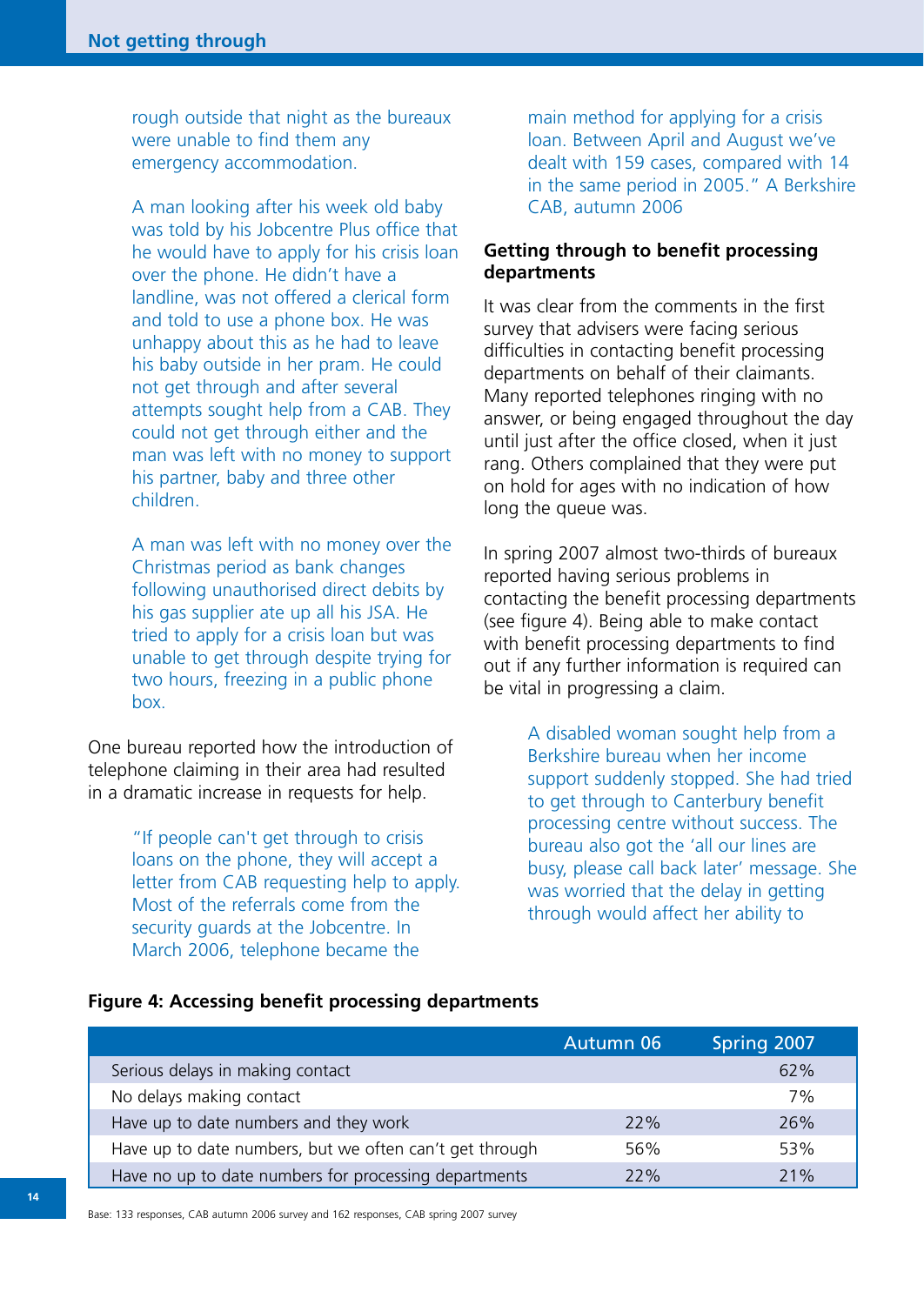rough outside that night as the bureaux were unable to find them any emergency accommodation.

A man looking after his week old baby was told by his Jobcentre Plus office that he would have to apply for his crisis loan over the phone. He didn't have a landline, was not offered a clerical form and told to use a phone box. He was unhappy about this as he had to leave his baby outside in her pram. He could not get through and after several attempts sought help from a CAB. They could not get through either and the man was left with no money to support his partner, baby and three other children.

A man was left with no money over the Christmas period as bank changes following unauthorised direct debits by his gas supplier ate up all his JSA. He tried to apply for a crisis loan but was unable to get through despite trying for two hours, freezing in a public phone box.

One bureau reported how the introduction of telephone claiming in their area had resulted in a dramatic increase in requests for help.

"If people can't get through to crisis loans on the phone, they will accept a letter from CAB requesting help to apply. Most of the referrals come from the security guards at the Jobcentre. In March 2006, telephone became the main method for applying for a crisis loan. Between April and August we've dealt with 159 cases, compared with 14 in the same period in 2005." A Berkshire CAB, autumn 2006

### Getting through to benefit processing departments

It was clear from the comments in the first survey that advisers were facing serious difficulties in contacting benefit processing departments on behalf of their claimants. Many reported telephones ringing with no answer, or being engaged throughout the day until just after the office closed, when it just rang. Others complained that they were put on hold for ages with no indication of how long the queue was.

In spring 2007 almost two-thirds of bureaux reported having serious problems in contacting the benefit processing departments (see figure 4). Being able to make contact with benefit processing departments to find out if any further information is required can be vital in progressing a claim.

A disabled woman sought help from a Berkshire bureau when her income support suddenly stopped. She had tried to get through to Canterbury benefit processing centre without success. The bureau also got the 'all our lines are busy, please call back later' message. She was worried that the delay in getting through would affect her ability to

**Figure 4: Accessing benefit processing departments**

| | Autumn 06 | Spring 2007 |
|---|---|---|
| Serious delays in making contact | | 62% |
| No delays making contact | | 7% |
| Have up to date numbers and they work | 22% | 26% |
| Have up to date numbers, but we often can't get through | 56% | 53% |
| Have no up to date numbers for processing departments | 22% | 21% |

Base: 133 responses, CAB autumn 2006 survey and 162 responses, CAB spring 2007 survey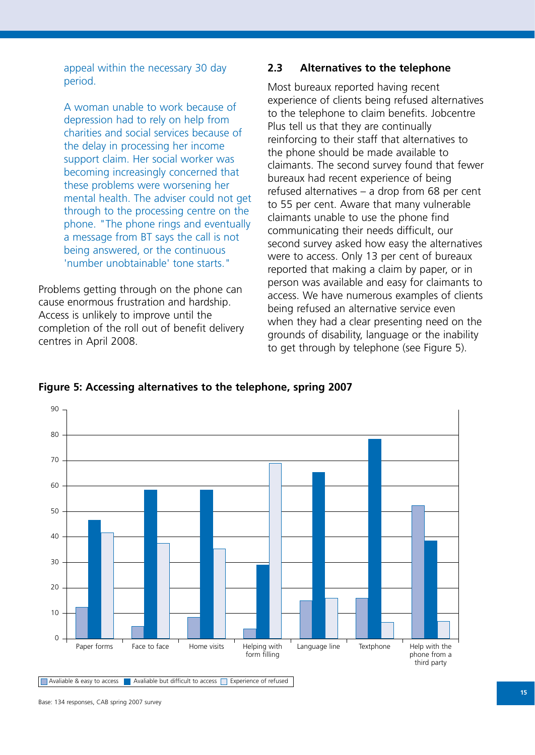appeal within the necessary 30 day period.

A woman unable to work because of depression had to rely on help from charities and social services because of the delay in processing her income support claim. Her social worker was becoming increasingly concerned that these problems were worsening her mental health. The adviser could not get through to the processing centre on the phone. "The phone rings and eventually a message from BT says the call is not being answered, or the continuous 'number unobtainable' tone starts."

Problems getting through on the phone can cause enormous frustration and hardship. Access is unlikely to improve until the completion of the roll out of benefit delivery centres in April 2008.

## 2.3 Alternatives to the telephone

Most bureaux reported having recent experience of clients being refused alternatives to the telephone to claim benefits. Jobcentre Plus tell us that they are continually reinforcing to their staff that alternatives to the phone should be made available to claimants. The second survey found that fewer bureaux had recent experience of being refused alternatives – a drop from 68 per cent to 55 per cent. Aware that many vulnerable claimants unable to use the phone find communicating their needs difficult, our second survey asked how easy the alternatives were to access. Only 13 per cent of bureaux reported that making a claim by paper, or in person was available and easy for claimants to access. We have numerous examples of clients being refused an alternative service even when they had a clear presenting need on the grounds of disability, language or the inability to get through by telephone (see Figure 5).

**Figure 5: Accessing alternatives to the telephone, spring 2007**

| | Avaliable & easy to access | Avaliable but difficult to access | Experience of refused |
|---|---|---|---|
| Paper forms | 12 | 46 | 41 |
| Face to face | 5 | 58 | 37 |
| Home visits | 8 | 58 | 35 |
| Helping with form filling | 4 | 29 | 69 |
| Language line | 15 | 65 | 16 |
| Textphone | 16 | 78 | 6 |
| Help with the phone from a third party | 52 | 38 | 7 |

Base: 134 responses, CAB spring 2007 survey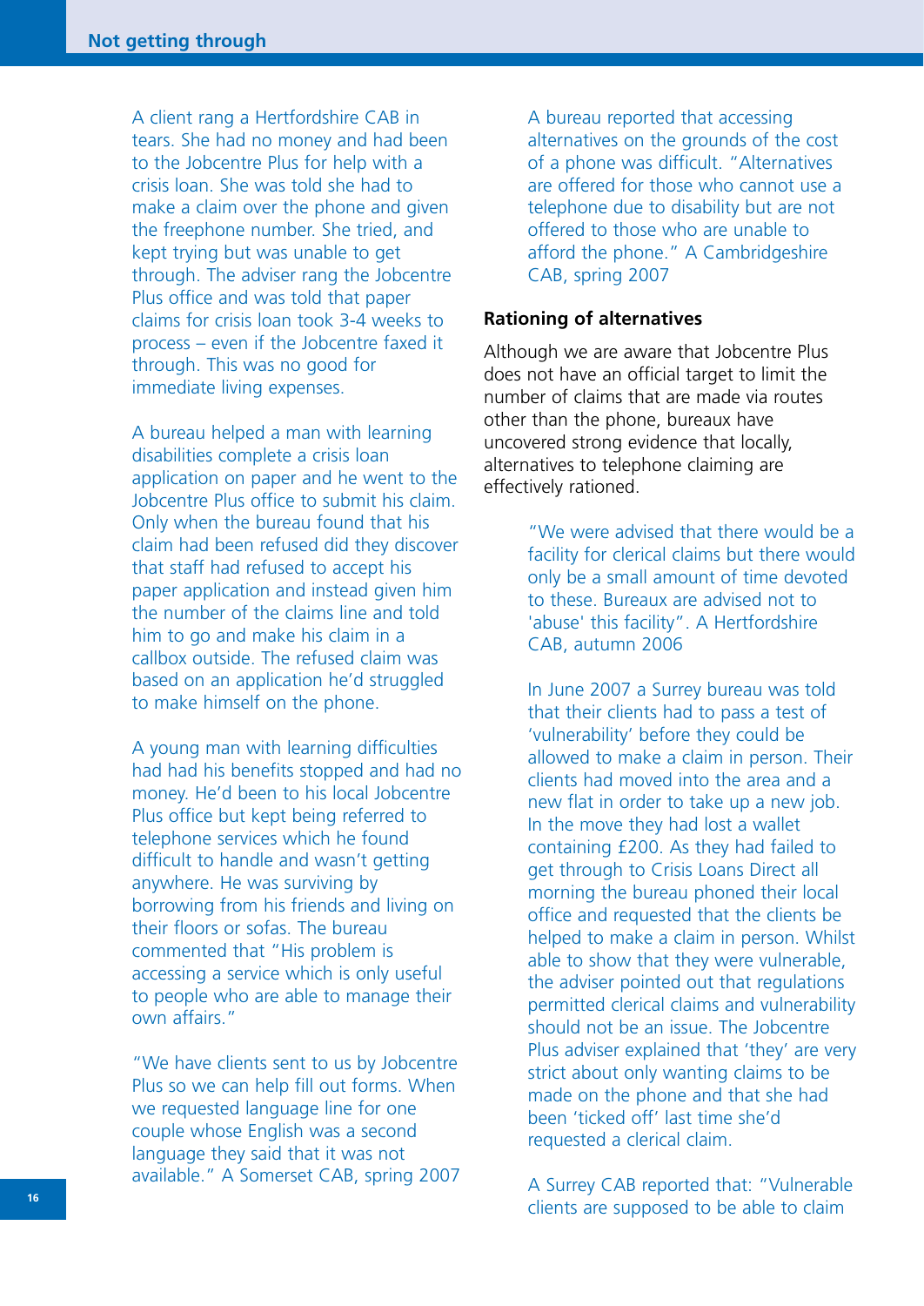A client rang a Hertfordshire CAB in tears. She had no money and had been to the Jobcentre Plus for help with a crisis loan. She was told she had to make a claim over the phone and given the freephone number. She tried, and kept trying but was unable to get through. The adviser rang the Jobcentre Plus office and was told that paper claims for crisis loan took 3-4 weeks to process – even if the Jobcentre faxed it through. This was no good for immediate living expenses.

A bureau helped a man with learning disabilities complete a crisis loan application on paper and he went to the Jobcentre Plus office to submit his claim. Only when the bureau found that his claim had been refused did they discover that staff had refused to accept his paper application and instead given him the number of the claims line and told him to go and make his claim in a callbox outside. The refused claim was based on an application he'd struggled to make himself on the phone.

A young man with learning difficulties had had his benefits stopped and had no money. He'd been to his local Jobcentre Plus office but kept being referred to telephone services which he found difficult to handle and wasn't getting anywhere. He was surviving by borrowing from his friends and living on their floors or sofas. The bureau commented that "His problem is accessing a service which is only useful to people who are able to manage their own affairs."

"We have clients sent to us by Jobcentre Plus so we can help fill out forms. When we requested language line for one couple whose English was a second language they said that it was not available." A Somerset CAB, spring 2007

A bureau reported that accessing alternatives on the grounds of the cost of a phone was difficult. "Alternatives are offered for those who cannot use a telephone due to disability but are not offered to those who are unable to afford the phone." A Cambridgeshire CAB, spring 2007

**Rationing of alternatives**

Although we are aware that Jobcentre Plus does not have an official target to limit the number of claims that are made via routes other than the phone, bureaux have uncovered strong evidence that locally, alternatives to telephone claiming are effectively rationed.

> "We were advised that there would be a facility for clerical claims but there would only be a small amount of time devoted to these. Bureaux are advised not to 'abuse' this facility". A Hertfordshire CAB, autumn 2006

> In June 2007 a Surrey bureau was told that their clients had to pass a test of 'vulnerability' before they could be allowed to make a claim in person. Their clients had moved into the area and a new flat in order to take up a new job. In the move they had lost a wallet containing £200. As they had failed to get through to Crisis Loans Direct all morning the bureau phoned their local office and requested that the clients be helped to make a claim in person. Whilst able to show that they were vulnerable, the adviser pointed out that regulations permitted clerical claims and vulnerability should not be an issue. The Jobcentre Plus adviser explained that 'they' are very strict about only wanting claims to be made on the phone and that she had been 'ticked off' last time she'd requested a clerical claim.

> A Surrey CAB reported that: "Vulnerable clients are supposed to be able to claim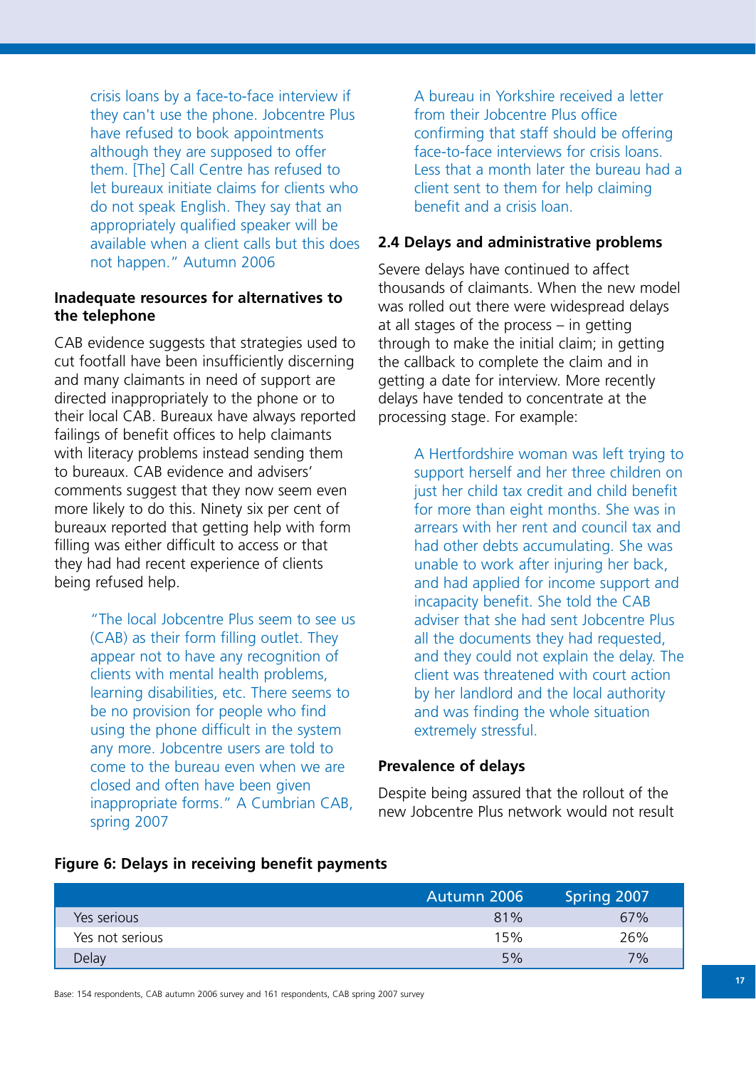crisis loans by a face-to-face interview if they can't use the phone. Jobcentre Plus have refused to book appointments although they are supposed to offer them. [The] Call Centre has refused to let bureaux initiate claims for clients who do not speak English. They say that an appropriately qualified speaker will be available when a client calls but this does not happen." Autumn 2006

### Inadequate resources for alternatives to the telephone

CAB evidence suggests that strategies used to cut footfall have been insufficiently discerning and many claimants in need of support are directed inappropriately to the phone or to their local CAB. Bureaux have always reported failings of benefit offices to help claimants with literacy problems instead sending them to bureaux. CAB evidence and advisers' comments suggest that they now seem even more likely to do this. Ninety six per cent of bureaux reported that getting help with form filling was either difficult to access or that they had had recent experience of clients being refused help.

> "The local Jobcentre Plus seem to see us (CAB) as their form filling outlet. They appear not to have any recognition of clients with mental health problems, learning disabilities, etc. There seems to be no provision for people who find using the phone difficult in the system any more. Jobcentre users are told to come to the bureau even when we are closed and often have been given inappropriate forms." A Cumbrian CAB, spring 2007

> A bureau in Yorkshire received a letter from their Jobcentre Plus office confirming that staff should be offering face-to-face interviews for crisis loans. Less that a month later the bureau had a client sent to them for help claiming benefit and a crisis loan.

## 2.4 Delays and administrative problems

Severe delays have continued to affect thousands of claimants. When the new model was rolled out there were widespread delays at all stages of the process – in getting through to make the initial claim; in getting the callback to complete the claim and in getting a date for interview. More recently delays have tended to concentrate at the processing stage. For example:

> A Hertfordshire woman was left trying to support herself and her three children on just her child tax credit and child benefit for more than eight months. She was in arrears with her rent and council tax and had other debts accumulating. She was unable to work after injuring her back, and had applied for income support and incapacity benefit. She told the CAB adviser that she had sent Jobcentre Plus all the documents they had requested, and they could not explain the delay. The client was threatened with court action by her landlord and the local authority and was finding the whole situation extremely stressful.

### Prevalence of delays

Despite being assured that the rollout of the new Jobcentre Plus network would not result

**Figure 6: Delays in receiving benefit payments**

| | Autumn 2006 | Spring 2007 |
|---|---|---|
| Yes serious | 81% | 67% |
| Yes not serious | 15% | 26% |
| Delay | 5% | 7% |

Base: 154 respondents, CAB autumn 2006 survey and 161 respondents, CAB spring 2007 survey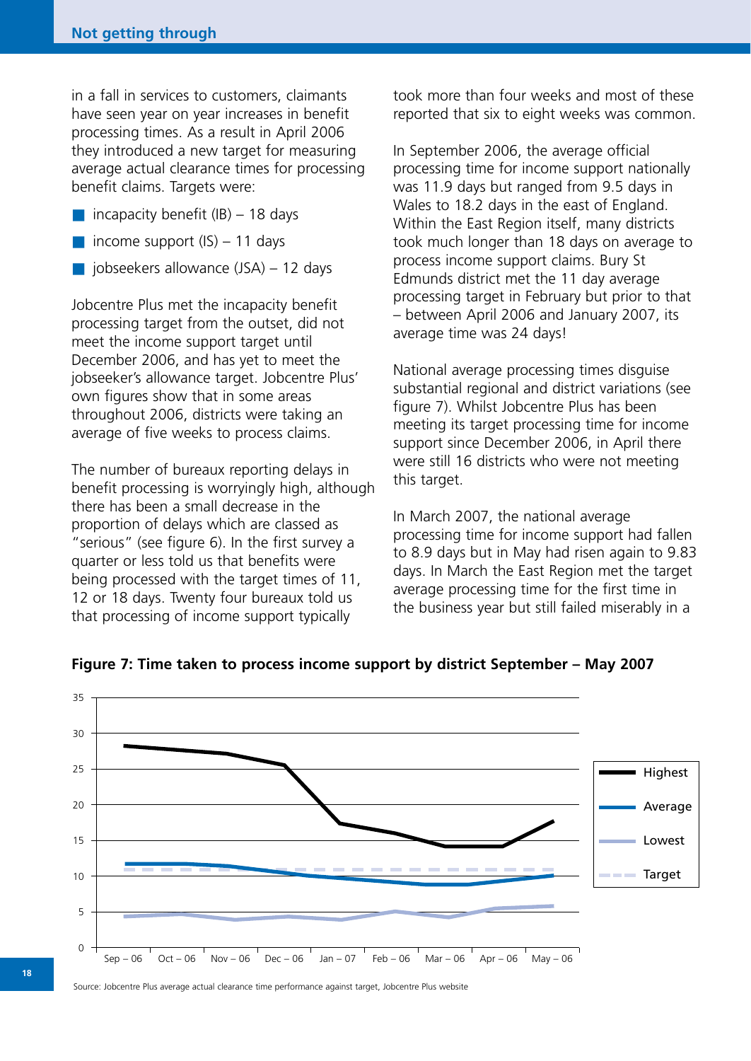in a fall in services to customers, claimants have seen year on year increases in benefit processing times. As a result in April 2006 they introduced a new target for measuring average actual clearance times for processing benefit claims. Targets were:

- incapacity benefit (IB) – 18 days
- income support (IS) – 11 days
- jobseekers allowance (JSA) – 12 days

Jobcentre Plus met the incapacity benefit processing target from the outset, did not meet the income support target until December 2006, and has yet to meet the jobseeker's allowance target. Jobcentre Plus' own figures show that in some areas throughout 2006, districts were taking an average of five weeks to process claims.

The number of bureaux reporting delays in benefit processing is worryingly high, although there has been a small decrease in the proportion of delays which are classed as "serious" (see figure 6). In the first survey a quarter or less told us that benefits were being processed with the target times of 11, 12 or 18 days. Twenty four bureaux told us that processing of income support typically took more than four weeks and most of these reported that six to eight weeks was common.

In September 2006, the average official processing time for income support nationally was 11.9 days but ranged from 9.5 days in Wales to 18.2 days in the east of England. Within the East Region itself, many districts took much longer than 18 days on average to process income support claims. Bury St Edmunds district met the 11 day average processing target in February but prior to that – between April 2006 and January 2007, its average time was 24 days!

National average processing times disguise substantial regional and district variations (see figure 7). Whilst Jobcentre Plus has been meeting its target processing time for income support since December 2006, in April there were still 16 districts who were not meeting this target.

In March 2007, the national average processing time for income support had fallen to 8.9 days but in May had risen again to 9.83 days. In March the East Region met the target average processing time for the first time in the business year but still failed miserably in a

**Figure 7: Time taken to process income support by district September – May 2007**

Source: Jobcentre Plus average actual clearance time performance against target, Jobcentre Plus website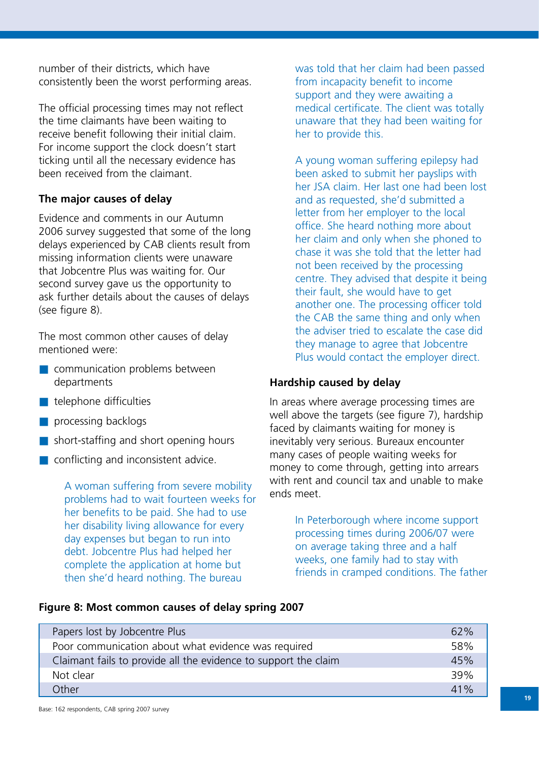number of their districts, which have consistently been the worst performing areas.

The official processing times may not reflect the time claimants have been waiting to receive benefit following their initial claim. For income support the clock doesn't start ticking until all the necessary evidence has been received from the claimant.

### The major causes of delay

Evidence and comments in our Autumn 2006 survey suggested that some of the long delays experienced by CAB clients result from missing information clients were unaware that Jobcentre Plus was waiting for. Our second survey gave us the opportunity to ask further details about the causes of delays (see figure 8).

The most common other causes of delay mentioned were:

- communication problems between departments
- telephone difficulties
- processing backlogs
- short-staffing and short opening hours
- conflicting and inconsistent advice.

> A woman suffering from severe mobility problems had to wait fourteen weeks for her benefits to be paid. She had to use her disability living allowance for every day expenses but began to run into debt. Jobcentre Plus had helped her complete the application at home but then she'd heard nothing. The bureau was told that her claim had been passed from incapacity benefit to income support and they were awaiting a medical certificate. The client was totally unaware that they had been waiting for her to provide this.

> A young woman suffering epilepsy had been asked to submit her payslips with her JSA claim. Her last one had been lost and as requested, she'd submitted a letter from her employer to the local office. She heard nothing more about her claim and only when she phoned to chase it was she told that the letter had not been received by the processing centre. They advised that despite it being their fault, she would have to get another one. The processing officer told the CAB the same thing and only when the adviser tried to escalate the case did they manage to agree that Jobcentre Plus would contact the employer direct.

### Hardship caused by delay

In areas where average processing times are well above the targets (see figure 7), hardship faced by claimants waiting for money is inevitably very serious. Bureaux encounter many cases of people waiting weeks for money to come through, getting into arrears with rent and council tax and unable to make ends meet.

> In Peterborough where income support processing times during 2006/07 were on average taking three and a half weeks, one family had to stay with friends in cramped conditions. The father

**Figure 8: Most common causes of delay spring 2007**

| Cause | % |
|---|---|
| Papers lost by Jobcentre Plus | 62% |
| Poor communication about what evidence was required | 58% |
| Claimant fails to provide all the evidence to support the claim | 45% |
| Not clear | 39% |
| Other | 41% |

Base: 162 respondents, CAB spring 2007 survey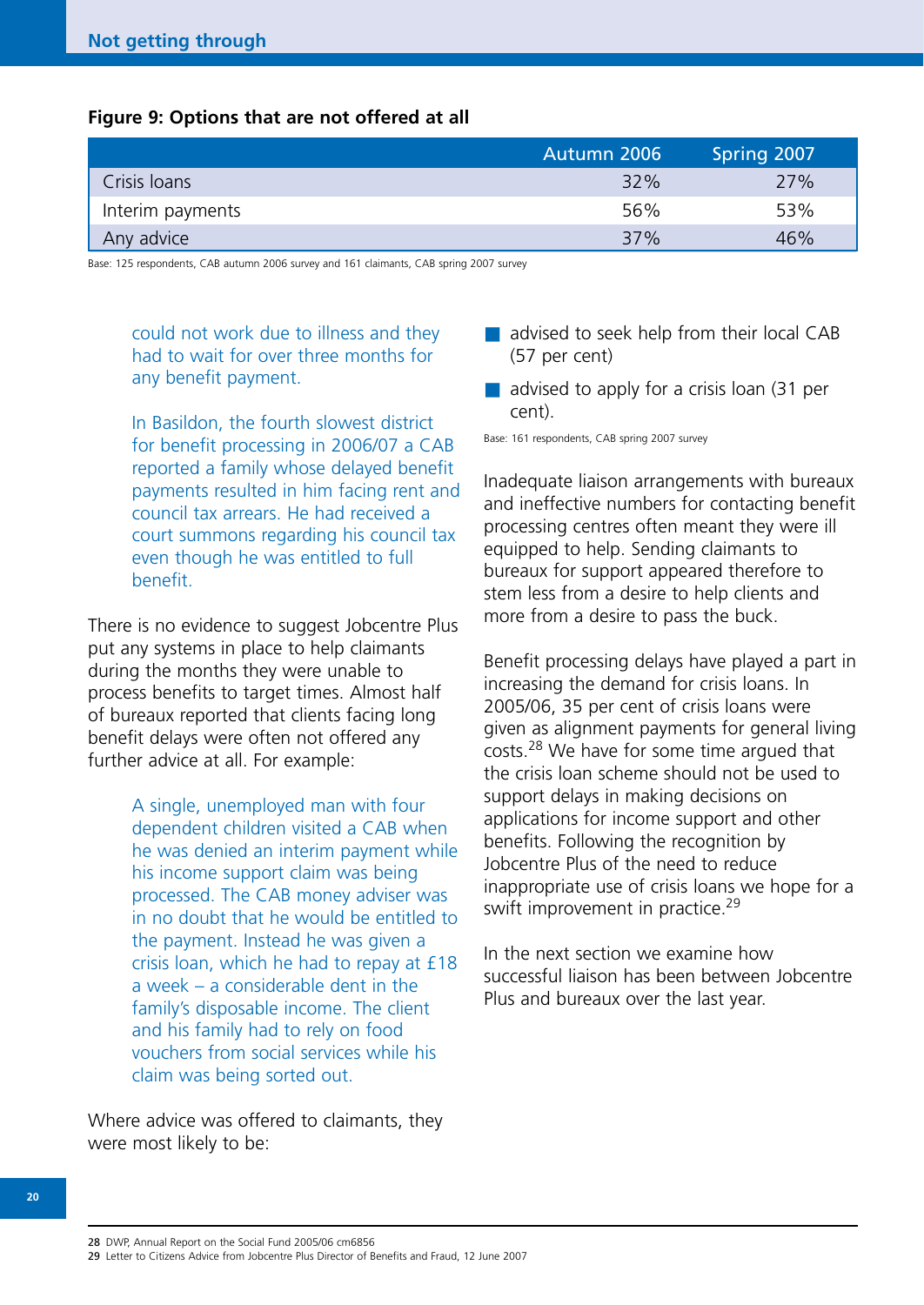**Figure 9: Options that are not offered at all**

| | Autumn 2006 | Spring 2007 |
|---|---|---|
| Crisis loans | 32% | 27% |
| Interim payments | 56% | 53% |
| Any advice | 37% | 46% |

Base: 125 respondents, CAB autumn 2006 survey and 161 claimants, CAB spring 2007 survey

> could not work due to illness and they had to wait for over three months for any benefit payment.
>
> In Basildon, the fourth slowest district for benefit processing in 2006/07 a CAB reported a family whose delayed benefit payments resulted in him facing rent and council tax arrears. He had received a court summons regarding his council tax even though he was entitled to full benefit.

There is no evidence to suggest Jobcentre Plus put any systems in place to help claimants during the months they were unable to process benefits to target times. Almost half of bureaux reported that clients facing long benefit delays were often not offered any further advice at all. For example:

> A single, unemployed man with four dependent children visited a CAB when he was denied an interim payment while his income support claim was being processed. The CAB money adviser was in no doubt that he would be entitled to the payment. Instead he was given a crisis loan, which he had to repay at £18 a week – a considerable dent in the family's disposable income. The client and his family had to rely on food vouchers from social services while his claim was being sorted out.

Where advice was offered to claimants, they were most likely to be:

- advised to seek help from their local CAB (57 per cent)
- advised to apply for a crisis loan (31 per cent).

Base: 161 respondents, CAB spring 2007 survey

Inadequate liaison arrangements with bureaux and ineffective numbers for contacting benefit processing centres often meant they were ill equipped to help. Sending claimants to bureaux for support appeared therefore to stem less from a desire to help clients and more from a desire to pass the buck.

Benefit processing delays have played a part in increasing the demand for crisis loans. In 2005/06, 35 per cent of crisis loans were given as alignment payments for general living costs.[28] We have for some time argued that the crisis loan scheme should not be used to support delays in making decisions on applications for income support and other benefits. Following the recognition by Jobcentre Plus of the need to reduce inappropriate use of crisis loans we hope for a swift improvement in practice.[29]

In the next section we examine how successful liaison has been between Jobcentre Plus and bureaux over the last year.

---

28 DWP, Annual Report on the Social Fund 2005/06 cm6856

29 Letter to Citizens Advice from Jobcentre Plus Director of Benefits and Fraud, 12 June 2007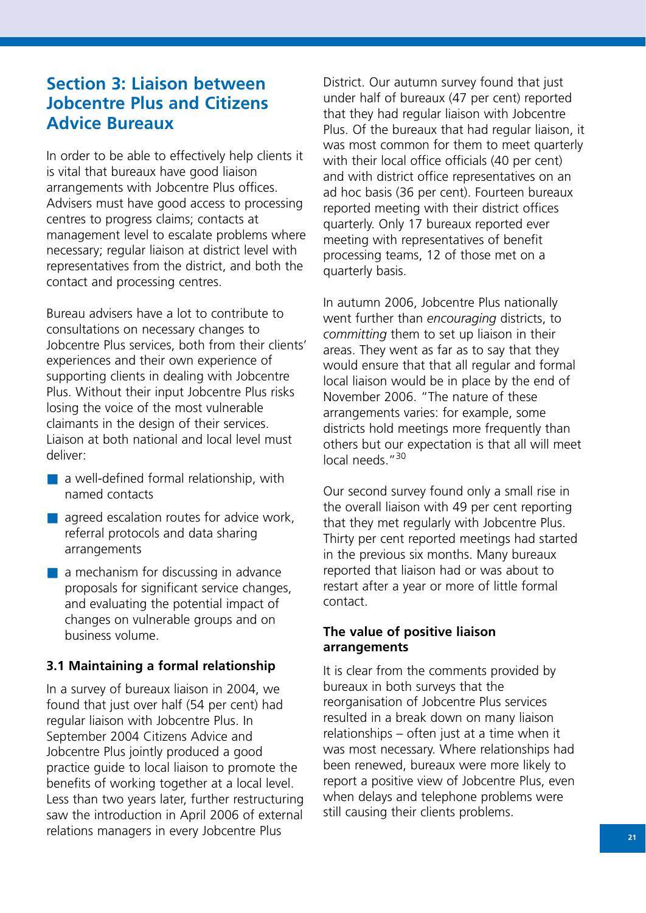## Section 3: Liaison between Jobcentre Plus and Citizens Advice Bureaux

In order to be able to effectively help clients it is vital that bureaux have good liaison arrangements with Jobcentre Plus offices. Advisers must have good access to processing centres to progress claims; contacts at management level to escalate problems where necessary; regular liaison at district level with representatives from the district, and both the contact and processing centres.

Bureau advisers have a lot to contribute to consultations on necessary changes to Jobcentre Plus services, both from their clients' experiences and their own experience of supporting clients in dealing with Jobcentre Plus. Without their input Jobcentre Plus risks losing the voice of the most vulnerable claimants in the design of their services. Liaison at both national and local level must deliver:

- a well-defined formal relationship, with named contacts
- agreed escalation routes for advice work, referral protocols and data sharing arrangements
- a mechanism for discussing in advance proposals for significant service changes, and evaluating the potential impact of changes on vulnerable groups and on business volume.

### 3.1 Maintaining a formal relationship

In a survey of bureaux liaison in 2004, we found that just over half (54 per cent) had regular liaison with Jobcentre Plus. In September 2004 Citizens Advice and Jobcentre Plus jointly produced a good practice guide to local liaison to promote the benefits of working together at a local level. Less than two years later, further restructuring saw the introduction in April 2006 of external relations managers in every Jobcentre Plus District. Our autumn survey found that just under half of bureaux (47 per cent) reported that they had regular liaison with Jobcentre Plus. Of the bureaux that had regular liaison, it was most common for them to meet quarterly with their local office officials (40 per cent) and with district office representatives on an ad hoc basis (36 per cent). Fourteen bureaux reported meeting with their district offices quarterly. Only 17 bureaux reported ever meeting with representatives of benefit processing teams, 12 of those met on a quarterly basis.

In autumn 2006, Jobcentre Plus nationally went further than *encouraging* districts, to *committing* them to set up liaison in their areas. They went as far as to say that they would ensure that that all regular and formal local liaison would be in place by the end of November 2006. "The nature of these arrangements varies: for example, some districts hold meetings more frequently than others but our expectation is that all will meet local needs."[30]

Our second survey found only a small rise in the overall liaison with 49 per cent reporting that they met regularly with Jobcentre Plus. Thirty per cent reported meetings had started in the previous six months. Many bureaux reported that liaison had or was about to restart after a year or more of little formal contact.

#### The value of positive liaison arrangements

It is clear from the comments provided by bureaux in both surveys that the reorganisation of Jobcentre Plus services resulted in a break down on many liaison relationships – often just at a time when it was most necessary. Where relationships had been renewed, bureaux were more likely to report a positive view of Jobcentre Plus, even when delays and telephone problems were still causing their clients problems.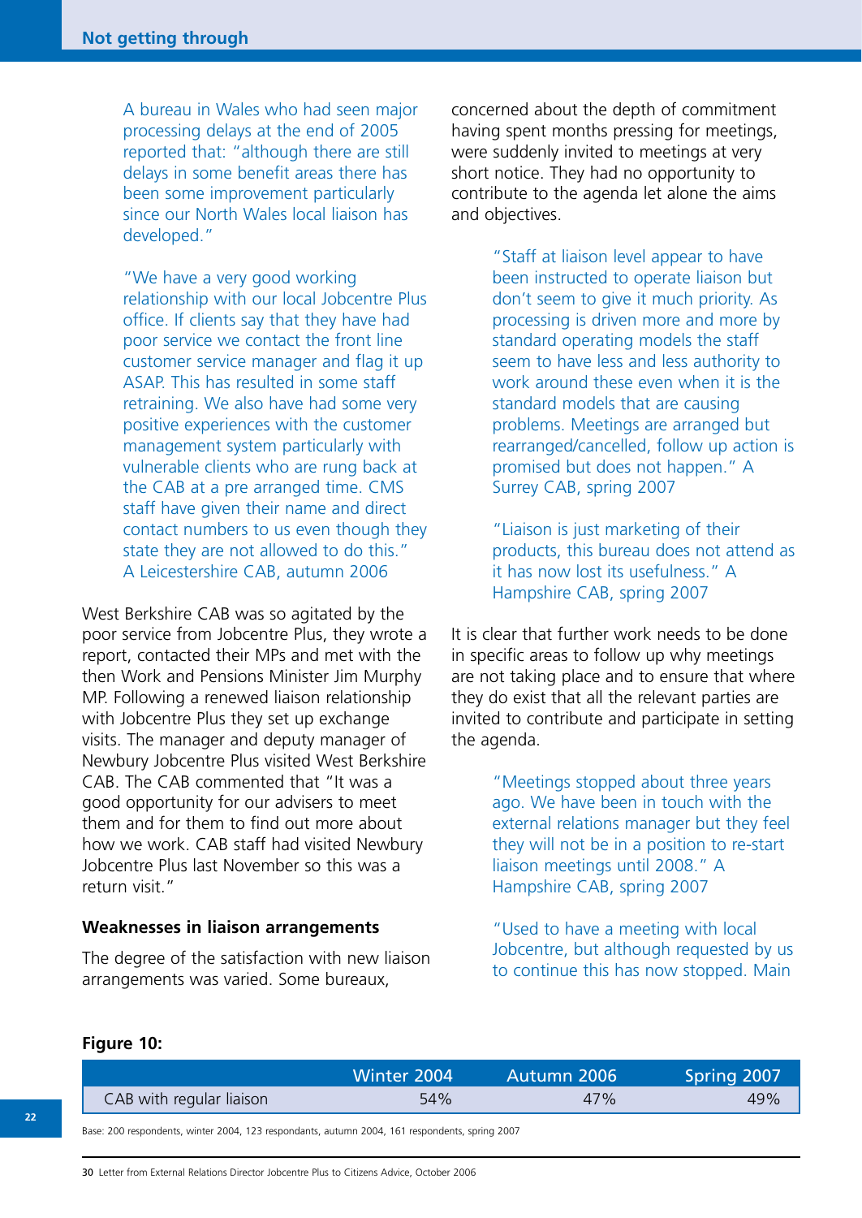A bureau in Wales who had seen major processing delays at the end of 2005 reported that: "although there are still delays in some benefit areas there has been some improvement particularly since our North Wales local liaison has developed."

"We have a very good working relationship with our local Jobcentre Plus office. If clients say that they have had poor service we contact the front line customer service manager and flag it up ASAP. This has resulted in some staff retraining. We also have had some very positive experiences with the customer management system particularly with vulnerable clients who are rung back at the CAB at a pre arranged time. CMS staff have given their name and direct contact numbers to us even though they state they are not allowed to do this." A Leicestershire CAB, autumn 2006

West Berkshire CAB was so agitated by the poor service from Jobcentre Plus, they wrote a report, contacted their MPs and met with the then Work and Pensions Minister Jim Murphy MP. Following a renewed liaison relationship with Jobcentre Plus they set up exchange visits. The manager and deputy manager of Newbury Jobcentre Plus visited West Berkshire CAB. The CAB commented that "It was a good opportunity for our advisers to meet them and for them to find out more about how we work. CAB staff had visited Newbury Jobcentre Plus last November so this was a return visit."

### Weaknesses in liaison arrangements

The degree of the satisfaction with new liaison arrangements was varied. Some bureaux, concerned about the depth of commitment having spent months pressing for meetings, were suddenly invited to meetings at very short notice. They had no opportunity to contribute to the agenda let alone the aims and objectives.

"Staff at liaison level appear to have been instructed to operate liaison but don't seem to give it much priority. As processing is driven more and more by standard operating models the staff seem to have less and less authority to work around these even when it is the standard models that are causing problems. Meetings are arranged but rearranged/cancelled, follow up action is promised but does not happen." A Surrey CAB, spring 2007

"Liaison is just marketing of their products, this bureau does not attend as it has now lost its usefulness." A Hampshire CAB, spring 2007

It is clear that further work needs to be done in specific areas to follow up why meetings are not taking place and to ensure that where they do exist that all the relevant parties are invited to contribute and participate in setting the agenda.

"Meetings stopped about three years ago. We have been in touch with the external relations manager but they feel they will not be in a position to re-start liaison meetings until 2008." A Hampshire CAB, spring 2007

"Used to have a meeting with local Jobcentre, but although requested by us to continue this has now stopped. Main

**Figure 10:**

| | Winter 2004 | Autumn 2006 | Spring 2007 |
|---|---|---|---|
| CAB with regular liaison | 54% | 47% | 49% |

Base: 200 respondents, winter 2004, 123 respondants, autumn 2004, 161 respondents, spring 2007

30 Letter from External Relations Director Jobcentre Plus to Citizens Advice, October 2006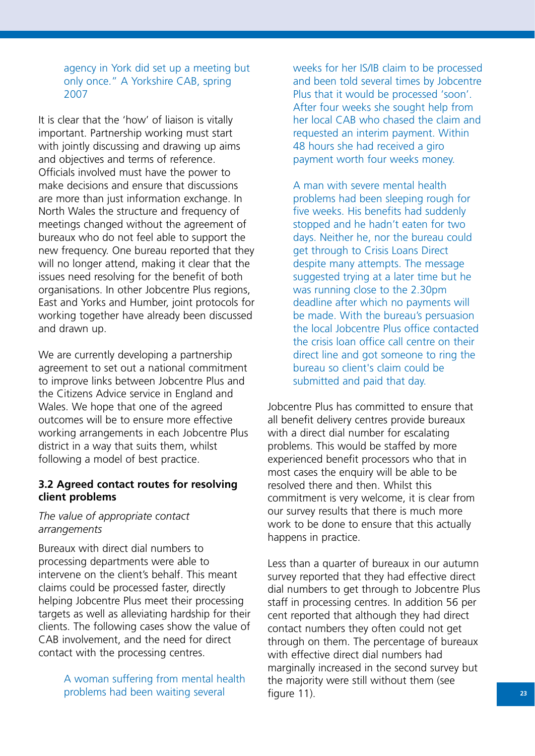agency in York did set up a meeting but only once." A Yorkshire CAB, spring 2007

It is clear that the 'how' of liaison is vitally important. Partnership working must start with jointly discussing and drawing up aims and objectives and terms of reference. Officials involved must have the power to make decisions and ensure that discussions are more than just information exchange. In North Wales the structure and frequency of meetings changed without the agreement of bureaux who do not feel able to support the new frequency. One bureau reported that they will no longer attend, making it clear that the issues need resolving for the benefit of both organisations. In other Jobcentre Plus regions, East and Yorks and Humber, joint protocols for working together have already been discussed and drawn up.

We are currently developing a partnership agreement to set out a national commitment to improve links between Jobcentre Plus and the Citizens Advice service in England and Wales. We hope that one of the agreed outcomes will be to ensure more effective working arrangements in each Jobcentre Plus district in a way that suits them, whilst following a model of best practice.

### 3.2 Agreed contact routes for resolving client problems

*The value of appropriate contact arrangements*

Bureaux with direct dial numbers to processing departments were able to intervene on the client's behalf. This meant claims could be processed faster, directly helping Jobcentre Plus meet their processing targets as well as alleviating hardship for their clients. The following cases show the value of CAB involvement, and the need for direct contact with the processing centres.

> A woman suffering from mental health problems had been waiting several weeks for her IS/IB claim to be processed and been told several times by Jobcentre Plus that it would be processed 'soon'. After four weeks she sought help from her local CAB who chased the claim and requested an interim payment. Within 48 hours she had received a giro payment worth four weeks money.

> A man with severe mental health problems had been sleeping rough for five weeks. His benefits had suddenly stopped and he hadn't eaten for two days. Neither he, nor the bureau could get through to Crisis Loans Direct despite many attempts. The message suggested trying at a later time but he was running close to the 2.30pm deadline after which no payments will be made. With the bureau's persuasion the local Jobcentre Plus office contacted the crisis loan office call centre on their direct line and got someone to ring the bureau so client's claim could be submitted and paid that day.

Jobcentre Plus has committed to ensure that all benefit delivery centres provide bureaux with a direct dial number for escalating problems. This would be staffed by more experienced benefit processors who that in most cases the enquiry will be able to be resolved there and then. Whilst this commitment is very welcome, it is clear from our survey results that there is much more work to be done to ensure that this actually happens in practice.

Less than a quarter of bureaux in our autumn survey reported that they had effective direct dial numbers to get through to Jobcentre Plus staff in processing centres. In addition 56 per cent reported that although they had direct contact numbers they often could not get through on them. The percentage of bureaux with effective direct dial numbers had marginally increased in the second survey but the majority were still without them (see figure 11).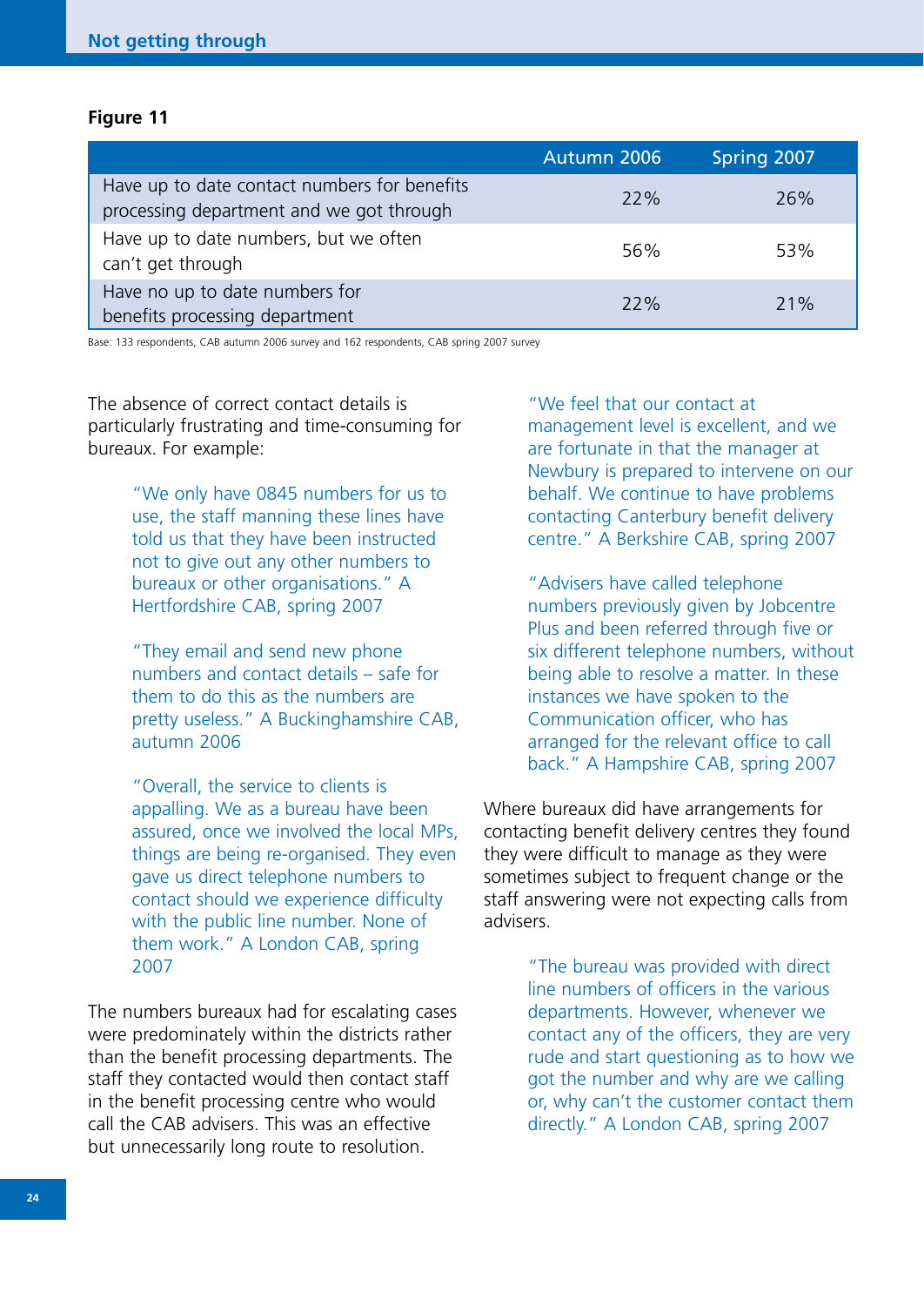**Figure 11**

| | Autumn 2006 | Spring 2007 |
|---|---|---|
| Have up to date contact numbers for benefits processing department and we got through | 22% | 26% |
| Have up to date numbers, but we often can't get through | 56% | 53% |
| Have no up to date numbers for benefits processing department | 22% | 21% |

Base: 133 respondents, CAB autumn 2006 survey and 162 respondents, CAB spring 2007 survey

The absence of correct contact details is particularly frustrating and time-consuming for bureaux. For example:

> "We only have 0845 numbers for us to use, the staff manning these lines have told us that they have been instructed not to give out any other numbers to bureaux or other organisations." A Hertfordshire CAB, spring 2007

> "They email and send new phone numbers and contact details – safe for them to do this as the numbers are pretty useless." A Buckinghamshire CAB, autumn 2006

> "Overall, the service to clients is appalling. We as a bureau have been assured, once we involved the local MPs, things are being re-organised. They even gave us direct telephone numbers to contact should we experience difficulty with the public line number. None of them work." A London CAB, spring 2007

The numbers bureaux had for escalating cases were predominately within the districts rather than the benefit processing departments. The staff they contacted would then contact staff in the benefit processing centre who would call the CAB advisers. This was an effective but unnecessarily long route to resolution.

> "We feel that our contact at management level is excellent, and we are fortunate in that the manager at Newbury is prepared to intervene on our behalf. We continue to have problems contacting Canterbury benefit delivery centre." A Berkshire CAB, spring 2007

> "Advisers have called telephone numbers previously given by Jobcentre Plus and been referred through five or six different telephone numbers, without being able to resolve a matter. In these instances we have spoken to the Communication officer, who has arranged for the relevant office to call back." A Hampshire CAB, spring 2007

Where bureaux did have arrangements for contacting benefit delivery centres they found they were difficult to manage as they were sometimes subject to frequent change or the staff answering were not expecting calls from advisers.

> "The bureau was provided with direct line numbers of officers in the various departments. However, whenever we contact any of the officers, they are very rude and start questioning as to how we got the number and why are we calling or, why can't the customer contact them directly." A London CAB, spring 2007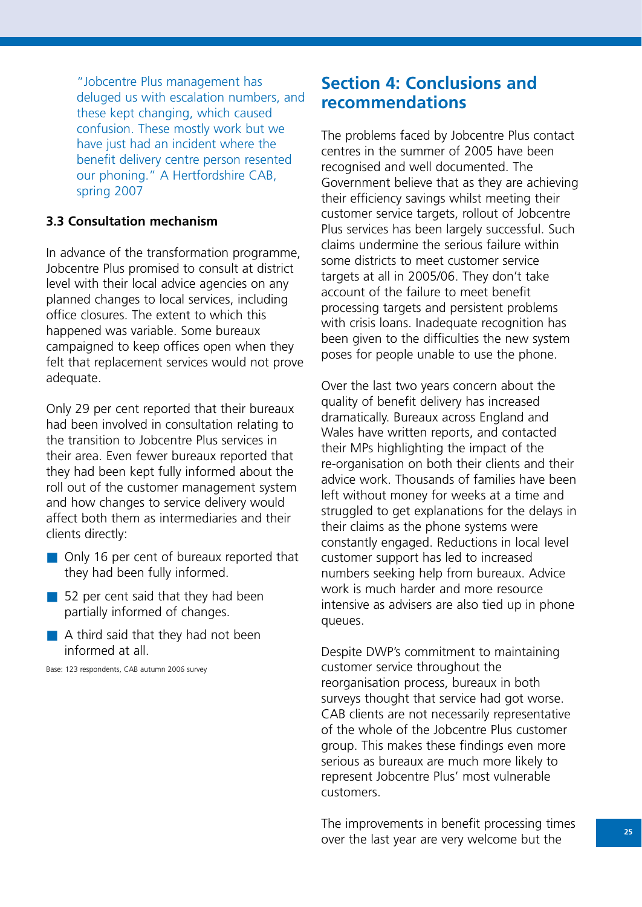"Jobcentre Plus management has deluged us with escalation numbers, and these kept changing, which caused confusion. These mostly work but we have just had an incident where the benefit delivery centre person resented our phoning." A Hertfordshire CAB, spring 2007

### 3.3 Consultation mechanism

In advance of the transformation programme, Jobcentre Plus promised to consult at district level with their local advice agencies on any planned changes to local services, including office closures. The extent to which this happened was variable. Some bureaux campaigned to keep offices open when they felt that replacement services would not prove adequate.

Only 29 per cent reported that their bureaux had been involved in consultation relating to the transition to Jobcentre Plus services in their area. Even fewer bureaux reported that they had been kept fully informed about the roll out of the customer management system and how changes to service delivery would affect both them as intermediaries and their clients directly:

- Only 16 per cent of bureaux reported that they had been fully informed.
- 52 per cent said that they had been partially informed of changes.
- A third said that they had not been informed at all.

Base: 123 respondents, CAB autumn 2006 survey

## Section 4: Conclusions and recommendations

The problems faced by Jobcentre Plus contact centres in the summer of 2005 have been recognised and well documented. The Government believe that as they are achieving their efficiency savings whilst meeting their customer service targets, rollout of Jobcentre Plus services has been largely successful. Such claims undermine the serious failure within some districts to meet customer service targets at all in 2005/06. They don't take account of the failure to meet benefit processing targets and persistent problems with crisis loans. Inadequate recognition has been given to the difficulties the new system poses for people unable to use the phone.

Over the last two years concern about the quality of benefit delivery has increased dramatically. Bureaux across England and Wales have written reports, and contacted their MPs highlighting the impact of the re-organisation on both their clients and their advice work. Thousands of families have been left without money for weeks at a time and struggled to get explanations for the delays in their claims as the phone systems were constantly engaged. Reductions in local level customer support has led to increased numbers seeking help from bureaux. Advice work is much harder and more resource intensive as advisers are also tied up in phone queues.

Despite DWP's commitment to maintaining customer service throughout the reorganisation process, bureaux in both surveys thought that service had got worse. CAB clients are not necessarily representative of the whole of the Jobcentre Plus customer group. This makes these findings even more serious as bureaux are much more likely to represent Jobcentre Plus' most vulnerable customers.

The improvements in benefit processing times over the last year are very welcome but the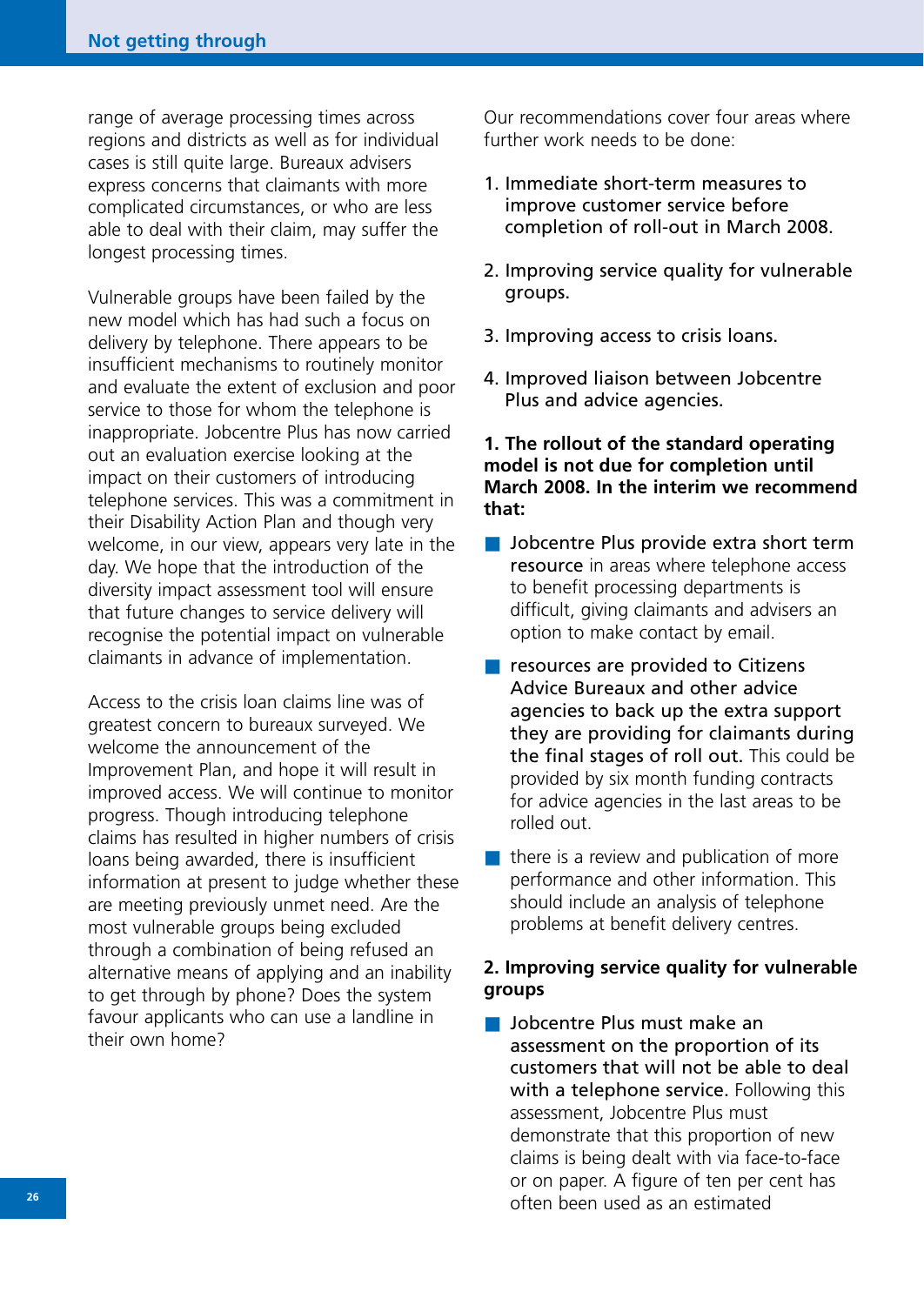range of average processing times across regions and districts as well as for individual cases is still quite large. Bureaux advisers express concerns that claimants with more complicated circumstances, or who are less able to deal with their claim, may suffer the longest processing times.

Vulnerable groups have been failed by the new model which has had such a focus on delivery by telephone. There appears to be insufficient mechanisms to routinely monitor and evaluate the extent of exclusion and poor service to those for whom the telephone is inappropriate. Jobcentre Plus has now carried out an evaluation exercise looking at the impact on their customers of introducing telephone services. This was a commitment in their Disability Action Plan and though very welcome, in our view, appears very late in the day. We hope that the introduction of the diversity impact assessment tool will ensure that future changes to service delivery will recognise the potential impact on vulnerable claimants in advance of implementation.

Access to the crisis loan claims line was of greatest concern to bureaux surveyed. We welcome the announcement of the Improvement Plan, and hope it will result in improved access. We will continue to monitor progress. Though introducing telephone claims has resulted in higher numbers of crisis loans being awarded, there is insufficient information at present to judge whether these are meeting previously unmet need. Are the most vulnerable groups being excluded through a combination of being refused an alternative means of applying and an inability to get through by phone? Does the system favour applicants who can use a landline in their own home?

Our recommendations cover four areas where further work needs to be done:

1. Immediate short-term measures to improve customer service before completion of roll-out in March 2008.
2. Improving service quality for vulnerable groups.
3. Improving access to crisis loans.
4. Improved liaison between Jobcentre Plus and advice agencies.

**1. The rollout of the standard operating model is not due for completion until March 2008. In the interim we recommend that:**

- **Jobcentre Plus provide extra short term resource** in areas where telephone access to benefit processing departments is difficult, giving claimants and advisers an option to make contact by email.
- **resources are provided to Citizens Advice Bureaux and other advice agencies to back up the extra support they are providing for claimants during the final stages of roll out.** This could be provided by six month funding contracts for advice agencies in the last areas to be rolled out.
- there is a review and publication of more performance and other information. This should include an analysis of telephone problems at benefit delivery centres.

**2. Improving service quality for vulnerable groups**

- **Jobcentre Plus must make an assessment on the proportion of its customers that will not be able to deal with a telephone service.** Following this assessment, Jobcentre Plus must demonstrate that this proportion of new claims is being dealt with via face-to-face or on paper. A figure of ten per cent has often been used as an estimated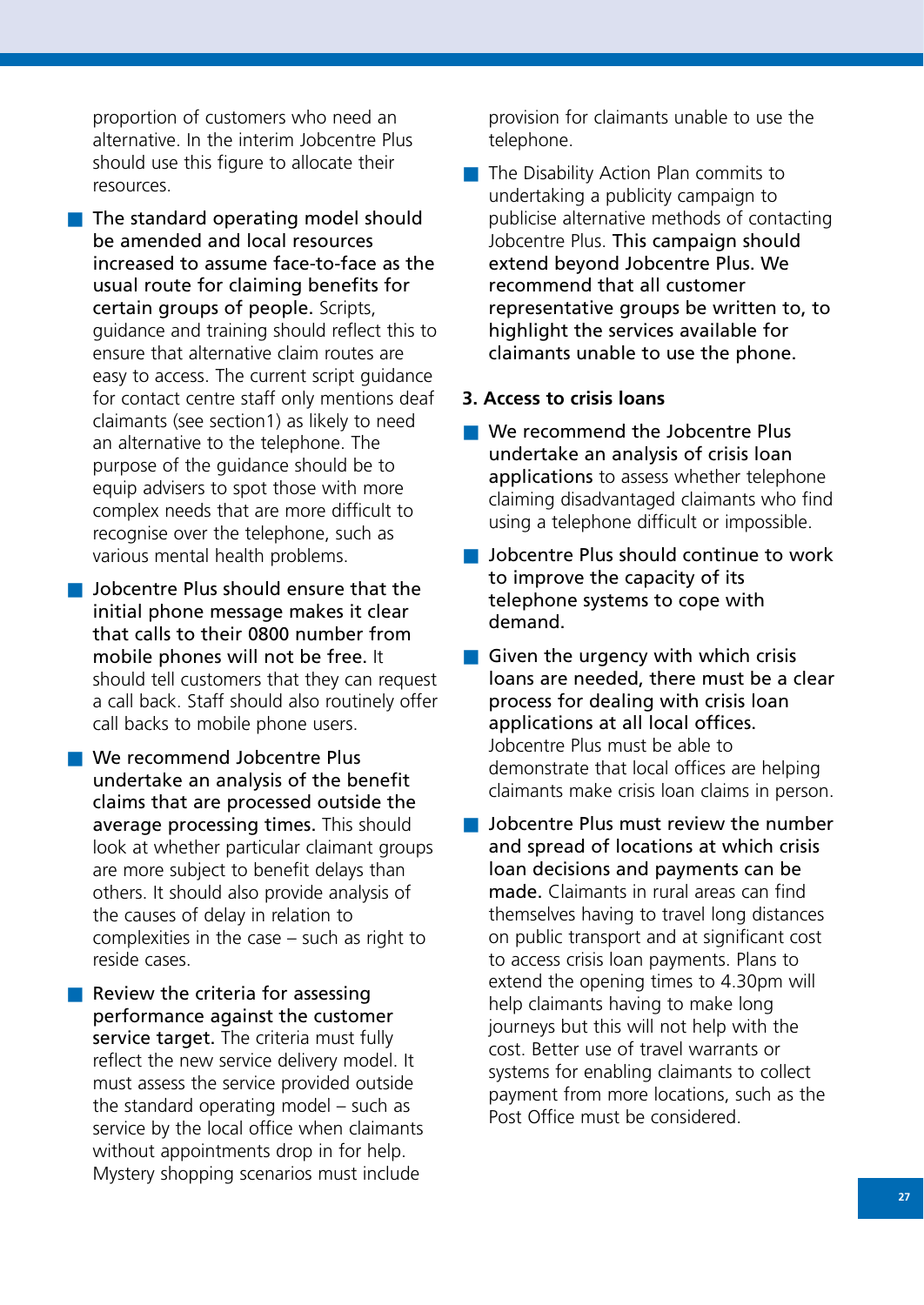proportion of customers who need an alternative. In the interim Jobcentre Plus should use this figure to allocate their resources.

- **The standard operating model should be amended and local resources increased to assume face-to-face as the usual route for claiming benefits for certain groups of people.** Scripts, guidance and training should reflect this to ensure that alternative claim routes are easy to access. The current script guidance for contact centre staff only mentions deaf claimants (see section1) as likely to need an alternative to the telephone. The purpose of the guidance should be to equip advisers to spot those with more complex needs that are more difficult to recognise over the telephone, such as various mental health problems.

- **Jobcentre Plus should ensure that the initial phone message makes it clear that calls to their 0800 number from mobile phones will not be free.** It should tell customers that they can request a call back. Staff should also routinely offer call backs to mobile phone users.

- **We recommend Jobcentre Plus undertake an analysis of the benefit claims that are processed outside the average processing times.** This should look at whether particular claimant groups are more subject to benefit delays than others. It should also provide analysis of the causes of delay in relation to complexities in the case – such as right to reside cases.

- **Review the criteria for assessing performance against the customer service target.** The criteria must fully reflect the new service delivery model. It must assess the service provided outside the standard operating model – such as service by the local office when claimants without appointments drop in for help. Mystery shopping scenarios must include provision for claimants unable to use the telephone.

- The Disability Action Plan commits to undertaking a publicity campaign to publicise alternative methods of contacting Jobcentre Plus. **This campaign should extend beyond Jobcentre Plus. We recommend that all customer representative groups be written to, to highlight the services available for claimants unable to use the phone.**

**3. Access to crisis loans**

- **We recommend the Jobcentre Plus undertake an analysis of crisis loan applications** to assess whether telephone claiming disadvantaged claimants who find using a telephone difficult or impossible.

- **Jobcentre Plus should continue to work to improve the capacity of its telephone systems to cope with demand.**

- **Given the urgency with which crisis loans are needed, there must be a clear process for dealing with crisis loan applications at all local offices.** Jobcentre Plus must be able to demonstrate that local offices are helping claimants make crisis loan claims in person.

- **Jobcentre Plus must review the number and spread of locations at which crisis loan decisions and payments can be made.** Claimants in rural areas can find themselves having to travel long distances on public transport and at significant cost to access crisis loan payments. Plans to extend the opening times to 4.30pm will help claimants having to make long journeys but this will not help with the cost. Better use of travel warrants or systems for enabling claimants to collect payment from more locations, such as the Post Office must be considered.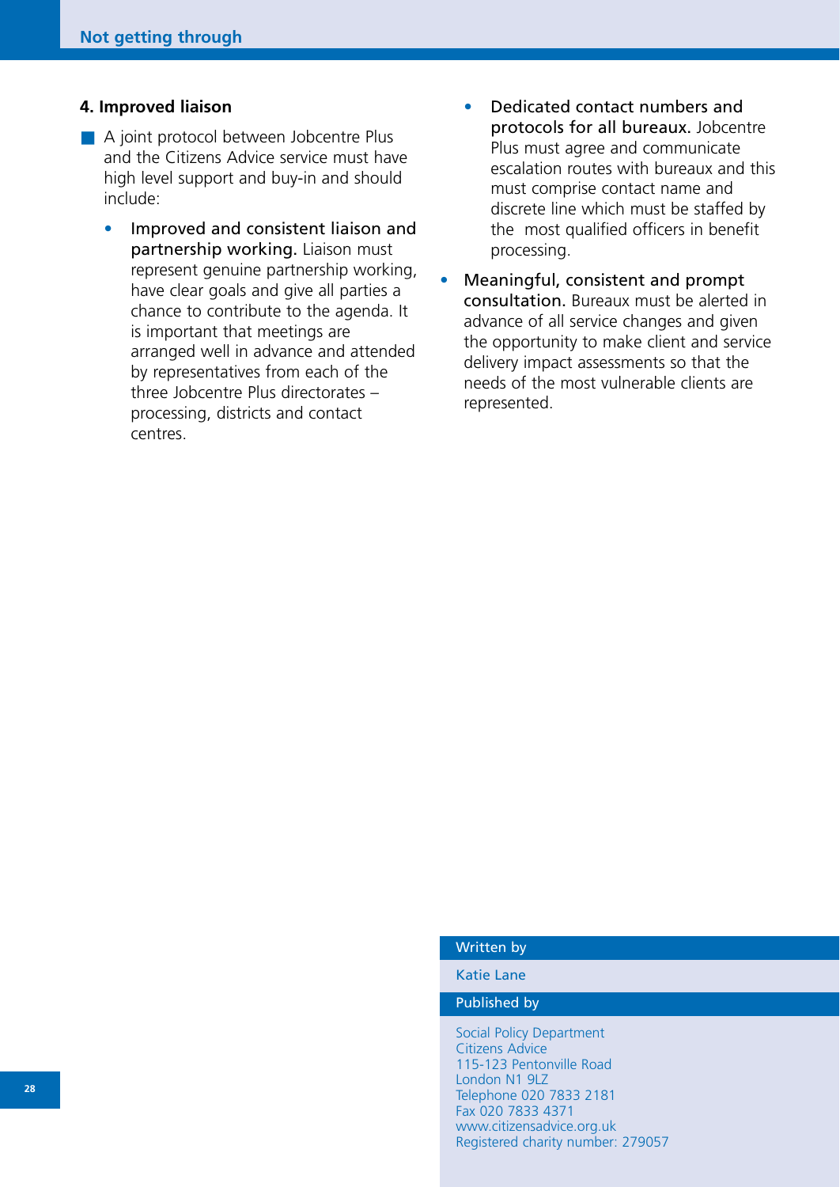### 4. Improved liaison

- A joint protocol between Jobcentre Plus and the Citizens Advice service must have high level support and buy-in and should include:
  - **Improved and consistent liaison and partnership working.** Liaison must represent genuine partnership working, have clear goals and give all parties a chance to contribute to the agenda. It is important that meetings are arranged well in advance and attended by representatives from each of the three Jobcentre Plus directorates – processing, districts and contact centres.
  - **Dedicated contact numbers and protocols for all bureaux.** Jobcentre Plus must agree and communicate escalation routes with bureaux and this must comprise contact name and discrete line which must be staffed by the most qualified officers in benefit processing.
  - **Meaningful, consistent and prompt consultation.** Bureaux must be alerted in advance of all service changes and given the opportunity to make client and service delivery impact assessments so that the needs of the most vulnerable clients are represented.

**Written by**

Katie Lane

**Published by**

Social Policy Department
Citizens Advice
115-123 Pentonville Road
London N1 9LZ
Telephone 020 7833 2181
Fax 020 7833 4371
www.citizensadvice.org.uk
Registered charity number: 279057